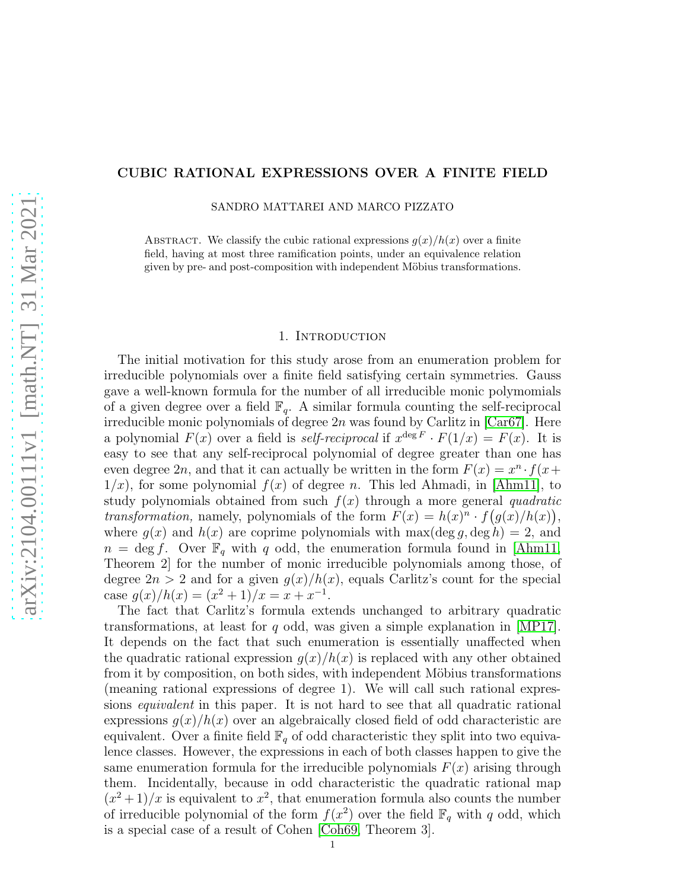# CUBIC RATIONAL EXPRESSIONS OVER A FINITE FIELD

SANDRO MATTAREI AND MARCO PIZZATO

Abstract. We classify the cubic rational expressions $g(x)/h(x)$ over a finite field, having at most three ramification points, under an equivalence relation given by pre- and post-composition with independent Möbius transformations.

## 1. Introduction

The initial motivation for this study arose from an enumeration problem for irreducible polynomials over a finite field satisfying certain symmetries. Gauss gave a well-known formula for the number of all irreducible monic polymomials of a given degree over a field $\mathbb{F}_q$. A similar formula counting the self-reciprocal irreducible monic polynomials of degree $2n$ was found by Carlitz in [Car67]. Here a polynomial $F(x)$ over a field is *self-reciprocal* if $x^{\deg F} \cdot F(1/x) = F(x)$. It is easy to see that any self-reciprocal polynomial of degree greater than one has even degree $2n$, and that it can actually be written in the form $F(x) = x^n \cdot f(x + 1/x)$, for some polynomial $f(x)$ of degree $n$. This led Ahmadi, in [Ahm11], to study polynomials obtained from such $f(x)$ through a more general *quadratic transformation,* namely, polynomials of the form $F(x) = h(x)^n \cdot f\big(g(x)/h(x)\big)$, where $g(x)$ and $h(x)$ are coprime polynomials with $\max(\deg g, \deg h) = 2$, and $n = \deg f$. Over $\mathbb{F}_q$ with $q$ odd, the enumeration formula found in [Ahm11, Theorem 2] for the number of monic irreducible polynomials among those, of degree $2n > 2$ and for a given $g(x)/h(x)$, equals Carlitz's count for the special case $g(x)/h(x) = (x^2 + 1)/x = x + x^{-1}$.

The fact that Carlitz's formula extends unchanged to arbitrary quadratic transformations, at least for $q$ odd, was given a simple explanation in [MP17]. It depends on the fact that such enumeration is essentially unaffected when the quadratic rational expression $g(x)/h(x)$ is replaced with any other obtained from it by composition, on both sides, with independent Möbius transformations (meaning rational expressions of degree 1). We will call such rational expressions *equivalent* in this paper. It is not hard to see that all quadratic rational expressions $g(x)/h(x)$ over an algebraically closed field of odd characteristic are equivalent. Over a finite field $\mathbb{F}_q$ of odd characteristic they split into two equivalence classes. However, the expressions in each of both classes happen to give the same enumeration formula for the irreducible polynomials $F(x)$ arising through them. Incidentally, because in odd characteristic the quadratic rational map $(x^2 + 1)/x$ is equivalent to $x^2$, that enumeration formula also counts the number of irreducible polynomial of the form $f(x^2)$ over the field $\mathbb{F}_q$ with $q$ odd, which is a special case of a result of Cohen [Coh69, Theorem 3].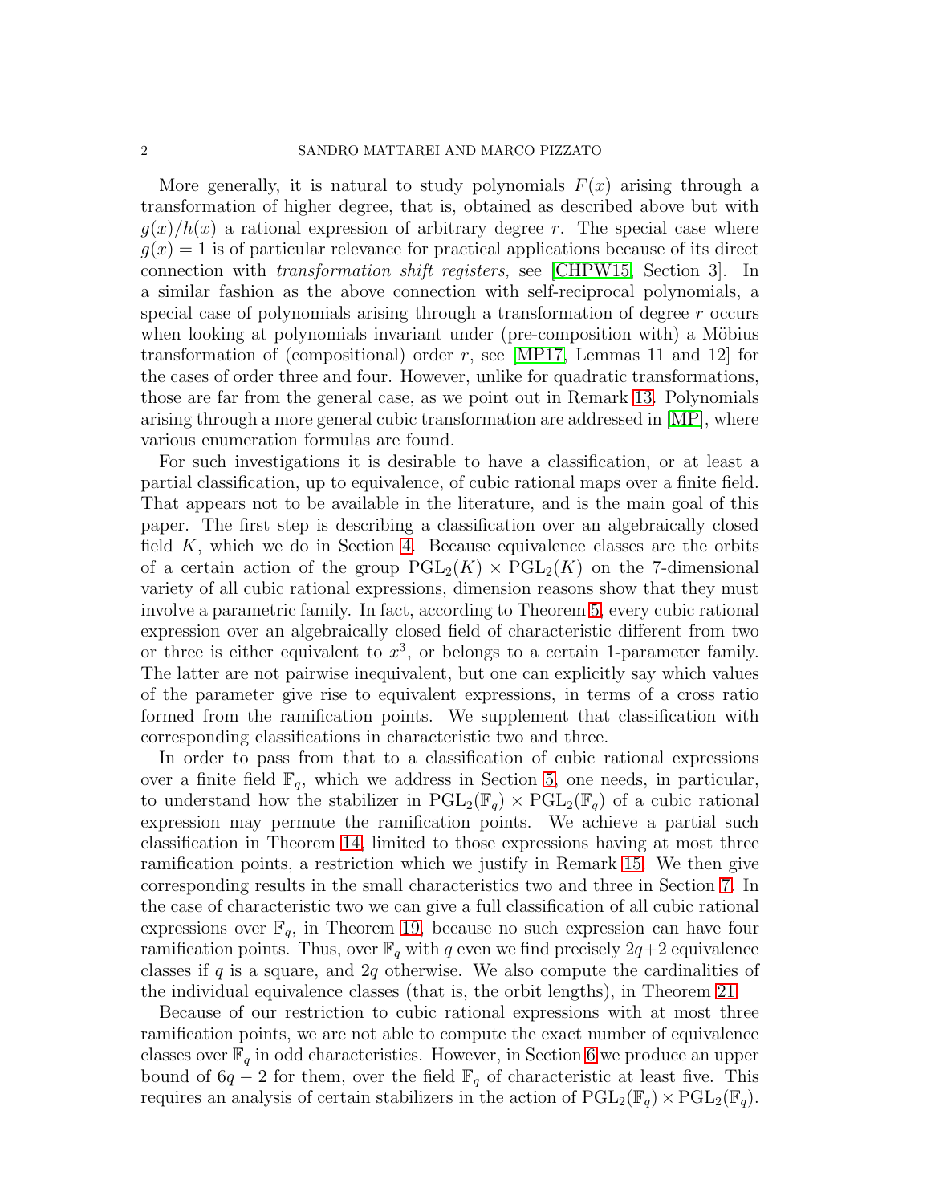More generally, it is natural to study polynomials $F(x)$ arising through a transformation of higher degree, that is, obtained as described above but with $g(x)/h(x)$ a rational expression of arbitrary degree $r$. The special case where $g(x) = 1$ is of particular relevance for practical applications because of its direct connection with *transformation shift registers,* see [CHPW15, Section 3]. In a similar fashion as the above connection with self-reciprocal polynomials, a special case of polynomials arising through a transformation of degree $r$ occurs when looking at polynomials invariant under (pre-composition with) a Möbius transformation of (compositional) order $r$, see [MP17, Lemmas 11 and 12] for the cases of order three and four. However, unlike for quadratic transformations, those are far from the general case, as we point out in Remark 13. Polynomials arising through a more general cubic transformation are addressed in [MP], where various enumeration formulas are found.

For such investigations it is desirable to have a classification, or at least a partial classification, up to equivalence, of cubic rational maps over a finite field. That appears not to be available in the literature, and is the main goal of this paper. The first step is describing a classification over an algebraically closed field $K$, which we do in Section 4. Because equivalence classes are the orbits of a certain action of the group $\mathrm{PGL}_2(K) \times \mathrm{PGL}_2(K)$ on the 7-dimensional variety of all cubic rational expressions, dimension reasons show that they must involve a parametric family. In fact, according to Theorem 5, every cubic rational expression over an algebraically closed field of characteristic different from two or three is either equivalent to $x^3$, or belongs to a certain 1-parameter family. The latter are not pairwise inequivalent, but one can explicitly say which values of the parameter give rise to equivalent expressions, in terms of a cross ratio formed from the ramification points. We supplement that classification with corresponding classifications in characteristic two and three.

In order to pass from that to a classification of cubic rational expressions over a finite field $\mathbb{F}_q$, which we address in Section 5, one needs, in particular, to understand how the stabilizer in $\mathrm{PGL}_2(\mathbb{F}_q) \times \mathrm{PGL}_2(\mathbb{F}_q)$ of a cubic rational expression may permute the ramification points. We achieve a partial such classification in Theorem 14, limited to those expressions having at most three ramification points, a restriction which we justify in Remark 15. We then give corresponding results in the small characteristics two and three in Section 7. In the case of characteristic two we can give a full classification of all cubic rational expressions over $\mathbb{F}_q$, in Theorem 19, because no such expression can have four ramification points. Thus, over $\mathbb{F}_q$ with $q$ even we find precisely $2q+2$ equivalence classes if $q$ is a square, and $2q$ otherwise. We also compute the cardinalities of the individual equivalence classes (that is, the orbit lengths), in Theorem 21.

Because of our restriction to cubic rational expressions with at most three ramification points, we are not able to compute the exact number of equivalence classes over $\mathbb{F}_q$ in odd characteristics. However, in Section 6 we produce an upper bound of $6q - 2$ for them, over the field $\mathbb{F}_q$ of characteristic at least five. This requires an analysis of certain stabilizers in the action of $\mathrm{PGL}_2(\mathbb{F}_q) \times \mathrm{PGL}_2(\mathbb{F}_q)$.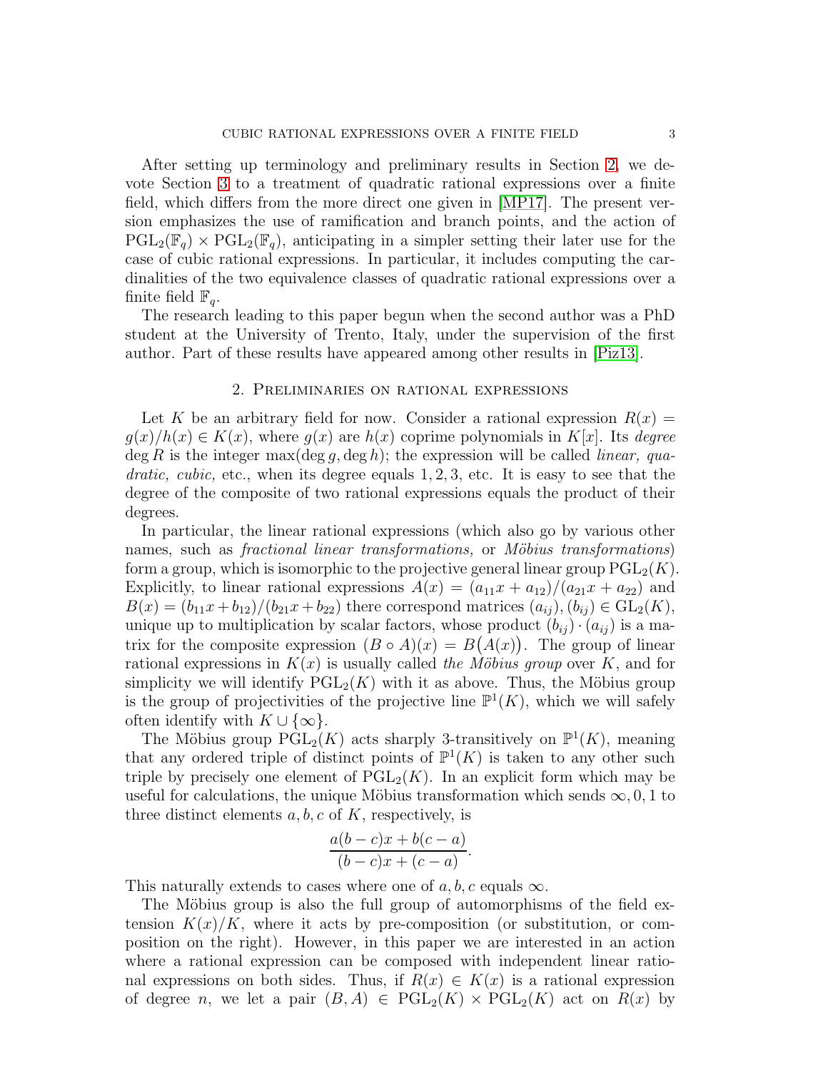After setting up terminology and preliminary results in Section 2, we devote Section 3 to a treatment of quadratic rational expressions over a finite field, which differs from the more direct one given in [MP17]. The present version emphasizes the use of ramification and branch points, and the action of $\mathrm{PGL}_2(\mathbb{F}_q) \times \mathrm{PGL}_2(\mathbb{F}_q)$, anticipating in a simpler setting their later use for the case of cubic rational expressions. In particular, it includes computing the cardinalities of the two equivalence classes of quadratic rational expressions over a finite field $\mathbb{F}_q$.

The research leading to this paper begun when the second author was a PhD student at the University of Trento, Italy, under the supervision of the first author. Part of these results have appeared among other results in [Piz13].

## 2. Preliminaries on rational expressions

Let $K$ be an arbitrary field for now. Consider a rational expression $R(x) = g(x)/h(x) \in K(x)$, where $g(x)$ are $h(x)$ coprime polynomials in $K[x]$. Its *degree* $\deg R$ is the integer $\max(\deg g, \deg h)$; the expression will be called *linear, quadratic, cubic,* etc., when its degree equals $1, 2, 3$, etc. It is easy to see that the degree of the composite of two rational expressions equals the product of their degrees.

In particular, the linear rational expressions (which also go by various other names, such as *fractional linear transformations,* or *Möbius transformations*) form a group, which is isomorphic to the projective general linear group $\mathrm{PGL}_2(K)$. Explicitly, to linear rational expressions $A(x) = (a_{11}x + a_{12})/(a_{21}x + a_{22})$ and $B(x) = (b_{11}x + b_{12})/(b_{21}x + b_{22})$ there correspond matrices $(a_{ij}), (b_{ij}) \in \mathrm{GL}_2(K)$, unique up to multiplication by scalar factors, whose product $(b_{ij}) \cdot (a_{ij})$ is a matrix for the composite expression $(B \circ A)(x) = B\big(A(x)\big)$. The group of linear rational expressions in $K(x)$ is usually called *the Möbius group* over $K$, and for simplicity we will identify $\mathrm{PGL}_2(K)$ with it as above. Thus, the Möbius group is the group of projectivities of the projective line $\mathbb{P}^1(K)$, which we will safely often identify with $K \cup \{\infty\}$.

The Möbius group $\mathrm{PGL}_2(K)$ acts sharply 3-transitively on $\mathbb{P}^1(K)$, meaning that any ordered triple of distinct points of $\mathbb{P}^1(K)$ is taken to any other such triple by precisely one element of $\mathrm{PGL}_2(K)$. In an explicit form which may be useful for calculations, the unique Möbius transformation which sends $\infty, 0, 1$ to three distinct elements $a, b, c$ of $K$, respectively, is

$$\frac{a(b-c)x + b(c-a)}{(b-c)x + (c-a)}.$$

This naturally extends to cases where one of $a, b, c$ equals $\infty$.

The Möbius group is also the full group of automorphisms of the field extension $K(x)/K$, where it acts by pre-composition (or substitution, or composition on the right). However, in this paper we are interested in an action where a rational expression can be composed with independent linear rational expressions on both sides. Thus, if $R(x) \in K(x)$ is a rational expression of degree $n$, we let a pair $(B, A) \in \mathrm{PGL}_2(K) \times \mathrm{PGL}_2(K)$ act on $R(x)$ by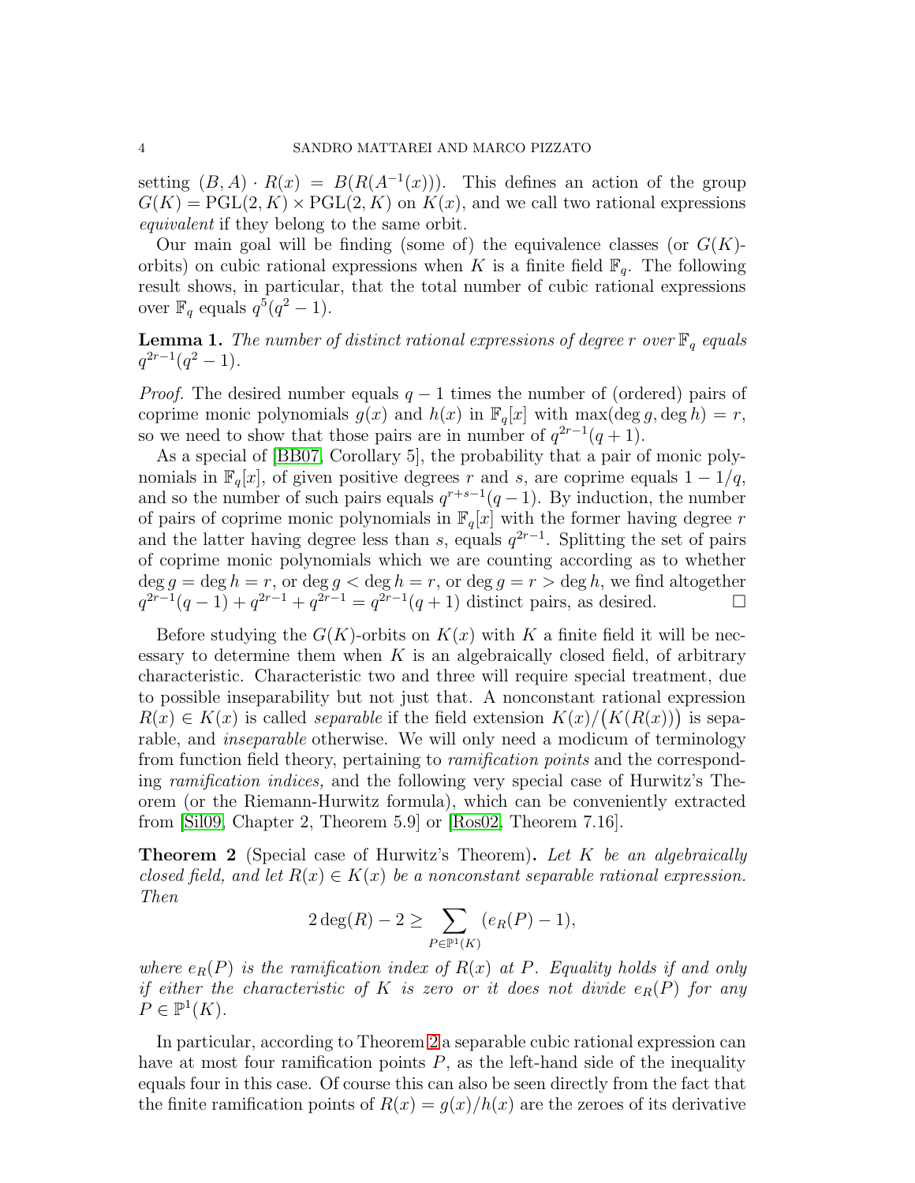setting $(B, A) \cdot R(x) = B(R(A^{-1}(x)))$. This defines an action of the group $G(K) = \mathrm{PGL}(2, K) \times \mathrm{PGL}(2, K)$ on $K(x)$, and we call two rational expressions *equivalent* if they belong to the same orbit.

Our main goal will be finding (some of) the equivalence classes (or $G(K)$-orbits) on cubic rational expressions when $K$ is a finite field $\mathbb{F}_q$. The following result shows, in particular, that the total number of cubic rational expressions over $\mathbb{F}_q$ equals $q^5(q^2 - 1)$.

**Lemma 1.** *The number of distinct rational expressions of degree $r$ over $\mathbb{F}_q$ equals $q^{2r-1}(q^2 - 1)$.*

*Proof.* The desired number equals $q - 1$ times the number of (ordered) pairs of coprime monic polynomials $g(x)$ and $h(x)$ in $\mathbb{F}_q[x]$ with $\max(\deg g, \deg h) = r$, so we need to show that those pairs are in number of $q^{2r-1}(q + 1)$.

As a special of [BB07, Corollary 5], the probability that a pair of monic polynomials in $\mathbb{F}_q[x]$, of given positive degrees $r$ and $s$, are coprime equals $1 - 1/q$, and so the number of such pairs equals $q^{r+s-1}(q - 1)$. By induction, the number of pairs of coprime monic polynomials in $\mathbb{F}_q[x]$ with the former having degree $r$ and the latter having degree less than $s$, equals $q^{2r-1}$. Splitting the set of pairs of coprime monic polynomials which we are counting according as to whether $\deg g = \deg h = r$, or $\deg g < \deg h = r$, or $\deg g = r > \deg h$, we find altogether $q^{2r-1}(q - 1) + q^{2r-1} + q^{2r-1} = q^{2r-1}(q + 1)$ distinct pairs, as desired. $\square$

Before studying the $G(K)$-orbits on $K(x)$ with $K$ a finite field it will be necessary to determine them when $K$ is an algebraically closed field, of arbitrary characteristic. Characteristic two and three will require special treatment, due to possible inseparability but not just that. A nonconstant rational expression $R(x) \in K(x)$ is called *separable* if the field extension $K(x)/\big(K(R(x))\big)$ is separable, and *inseparable* otherwise. We will only need a modicum of terminology from function field theory, pertaining to *ramification points* and the corresponding *ramification indices,* and the following very special case of Hurwitz's Theorem (or the Riemann-Hurwitz formula), which can be conveniently extracted from [Sil09, Chapter 2, Theorem 5.9] or [Ros02, Theorem 7.16].

**Theorem 2** (Special case of Hurwitz's Theorem)**.** *Let $K$ be an algebraically closed field, and let $R(x) \in K(x)$ be a nonconstant separable rational expression. Then*

$$2\deg(R) - 2 \geq \sum_{P \in \mathbb{P}^1(K)} (e_R(P) - 1),$$

*where $e_R(P)$ is the ramification index of $R(x)$ at $P$. Equality holds if and only if either the characteristic of $K$ is zero or it does not divide $e_R(P)$ for any $P \in \mathbb{P}^1(K)$.*

In particular, according to Theorem 2 a separable cubic rational expression can have at most four ramification points $P$, as the left-hand side of the inequality equals four in this case. Of course this can also be seen directly from the fact that the finite ramification points of $R(x) = g(x)/h(x)$ are the zeroes of its derivative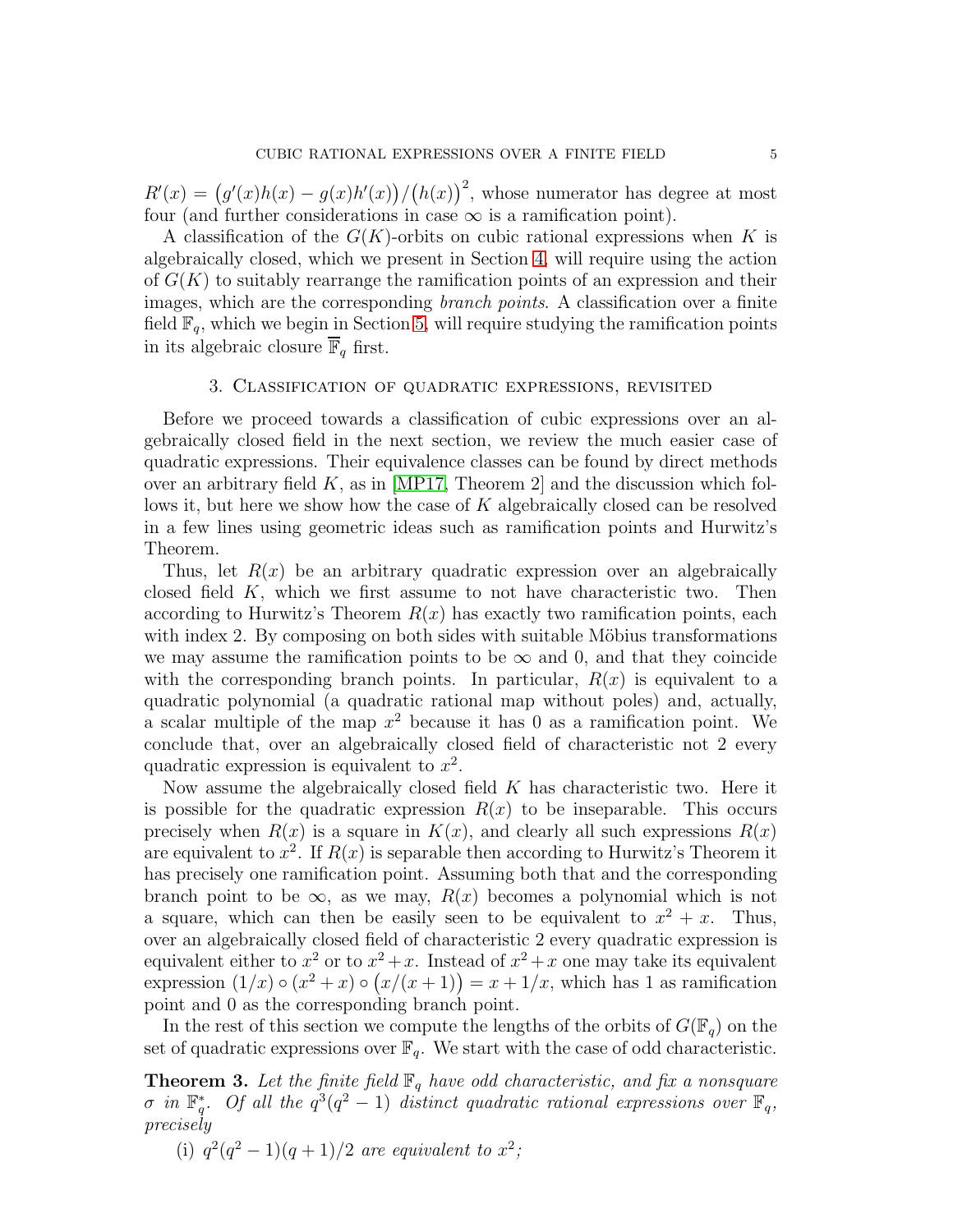$R'(x) = \big(g'(x)h(x) - g(x)h'(x)\big)/\big(h(x)\big)^2$, whose numerator has degree at most four (and further considerations in case $\infty$ is a ramification point).

A classification of the $G(K)$-orbits on cubic rational expressions when $K$ is algebraically closed, which we present in Section 4, will require using the action of $G(K)$ to suitably rearrange the ramification points of an expression and their images, which are the corresponding *branch points*. A classification over a finite field $\mathbb{F}_q$, which we begin in Section 5, will require studying the ramification points in its algebraic closure $\overline{\mathbb{F}}_q$ first.

## 3. Classification of quadratic expressions, revisited

Before we proceed towards a classification of cubic expressions over an algebraically closed field in the next section, we review the much easier case of quadratic expressions. Their equivalence classes can be found by direct methods over an arbitrary field $K$, as in [MP17, Theorem 2] and the discussion which follows it, but here we show how the case of $K$ algebraically closed can be resolved in a few lines using geometric ideas such as ramification points and Hurwitz's Theorem.

Thus, let $R(x)$ be an arbitrary quadratic expression over an algebraically closed field $K$, which we first assume to not have characteristic two. Then according to Hurwitz's Theorem $R(x)$ has exactly two ramification points, each with index 2. By composing on both sides with suitable Möbius transformations we may assume the ramification points to be $\infty$ and 0, and that they coincide with the corresponding branch points. In particular, $R(x)$ is equivalent to a quadratic polynomial (a quadratic rational map without poles) and, actually, a scalar multiple of the map $x^2$ because it has 0 as a ramification point. We conclude that, over an algebraically closed field of characteristic not 2 every quadratic expression is equivalent to $x^2$.

Now assume the algebraically closed field $K$ has characteristic two. Here it is possible for the quadratic expression $R(x)$ to be inseparable. This occurs precisely when $R(x)$ is a square in $K(x)$, and clearly all such expressions $R(x)$ are equivalent to $x^2$. If $R(x)$ is separable then according to Hurwitz's Theorem it has precisely one ramification point. Assuming both that and the corresponding branch point to be $\infty$, as we may, $R(x)$ becomes a polynomial which is not a square, which can then be easily seen to be equivalent to $x^2 + x$. Thus, over an algebraically closed field of characteristic 2 every quadratic expression is equivalent either to $x^2$ or to $x^2 + x$. Instead of $x^2 + x$ one may take its equivalent expression $(1/x) \circ (x^2 + x) \circ \big(x/(x + 1)\big) = x + 1/x$, which has 1 as ramification point and 0 as the corresponding branch point.

In the rest of this section we compute the lengths of the orbits of $G(\mathbb{F}_q)$ on the set of quadratic expressions over $\mathbb{F}_q$. We start with the case of odd characteristic.

**Theorem 3.** *Let the finite field $\mathbb{F}_q$ have odd characteristic, and fix a nonsquare $\sigma$ in $\mathbb{F}_q^*$. Of all the $q^3(q^2 - 1)$ distinct quadratic rational expressions over $\mathbb{F}_q$, precisely*

(i) *$q^2(q^2 - 1)(q + 1)/2$ are equivalent to $x^2$;*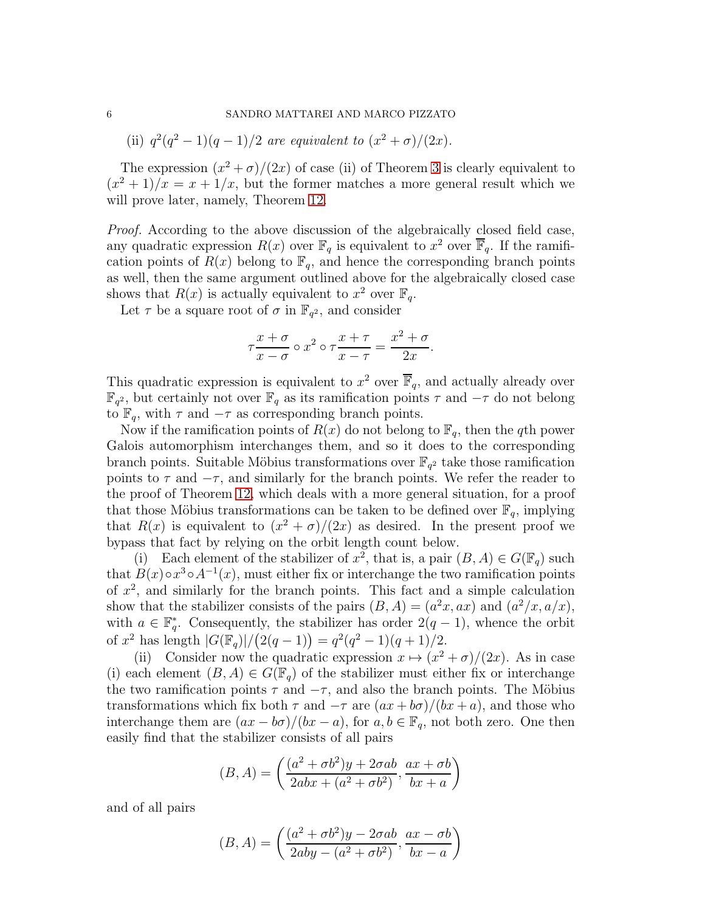(ii) *$q^2(q^2-1)(q-1)/2$ are equivalent to $(x^2+\sigma)/(2x)$.*

The expression $(x^2+\sigma)/(2x)$ of case (ii) of Theorem 3 is clearly equivalent to $(x^2+1)/x = x+1/x$, but the former matches a more general result which we will prove later, namely, Theorem 12.

*Proof.* According to the above discussion of the algebraically closed field case, any quadratic expression $R(x)$ over $\mathbb{F}_q$ is equivalent to $x^2$ over $\overline{\mathbb{F}}_q$. If the ramification points of $R(x)$ belong to $\mathbb{F}_q$, and hence the corresponding branch points as well, then the same argument outlined above for the algebraically closed case shows that $R(x)$ is actually equivalent to $x^2$ over $\mathbb{F}_q$.

Let $\tau$ be a square root of $\sigma$ in $\mathbb{F}_{q^2}$, and consider

$$\tau\frac{x+\sigma}{x-\sigma}\circ x^2\circ\tau\frac{x+\tau}{x-\tau}=\frac{x^2+\sigma}{2x}.$$

This quadratic expression is equivalent to $x^2$ over $\overline{\mathbb{F}}_q$, and actually already over $\mathbb{F}_{q^2}$, but certainly not over $\mathbb{F}_q$ as its ramification points $\tau$ and $-\tau$ do not belong to $\mathbb{F}_q$, with $\tau$ and $-\tau$ as corresponding branch points.

Now if the ramification points of $R(x)$ do not belong to $\mathbb{F}_q$, then the $q$th power Galois automorphism interchanges them, and so it does to the corresponding branch points. Suitable Möbius transformations over $\mathbb{F}_{q^2}$ take those ramification points to $\tau$ and $-\tau$, and similarly for the branch points. We refer the reader to the proof of Theorem 12, which deals with a more general situation, for a proof that those Möbius transformations can be taken to be defined over $\mathbb{F}_q$, implying that $R(x)$ is equivalent to $(x^2+\sigma)/(2x)$ as desired. In the present proof we bypass that fact by relying on the orbit length count below.

(i) Each element of the stabilizer of $x^2$, that is, a pair $(B,A)\in G(\mathbb{F}_q)$ such that $B(x)\circ x^3\circ A^{-1}(x)$, must either fix or interchange the two ramification points of $x^2$, and similarly for the branch points. This fact and a simple calculation show that the stabilizer consists of the pairs $(B,A)=(a^2x,ax)$ and $(a^2/x,a/x)$, with $a\in\mathbb{F}_q^*$. Consequently, the stabilizer has order $2(q-1)$, whence the orbit of $x^2$ has length $|G(\mathbb{F}_q)|/\bigl(2(q-1)\bigr)=q^2(q^2-1)(q+1)/2$.

(ii) Consider now the quadratic expression $x\mapsto(x^2+\sigma)/(2x)$. As in case (i) each element $(B,A)\in G(\mathbb{F}_q)$ of the stabilizer must either fix or interchange the two ramification points $\tau$ and $-\tau$, and also the branch points. The Möbius transformations which fix both $\tau$ and $-\tau$ are $(ax+b\sigma)/(bx+a)$, and those who interchange them are $(ax-b\sigma)/(bx-a)$, for $a,b\in\mathbb{F}_q$, not both zero. One then easily find that the stabilizer consists of all pairs

$$(B,A)=\left(\frac{(a^2+\sigma b^2)y+2\sigma ab}{2abx+(a^2+\sigma b^2)},\frac{ax+\sigma b}{bx+a}\right)$$

and of all pairs

$$(B,A)=\left(\frac{(a^2+\sigma b^2)y-2\sigma ab}{2aby-(a^2+\sigma b^2)},\frac{ax-\sigma b}{bx-a}\right)$$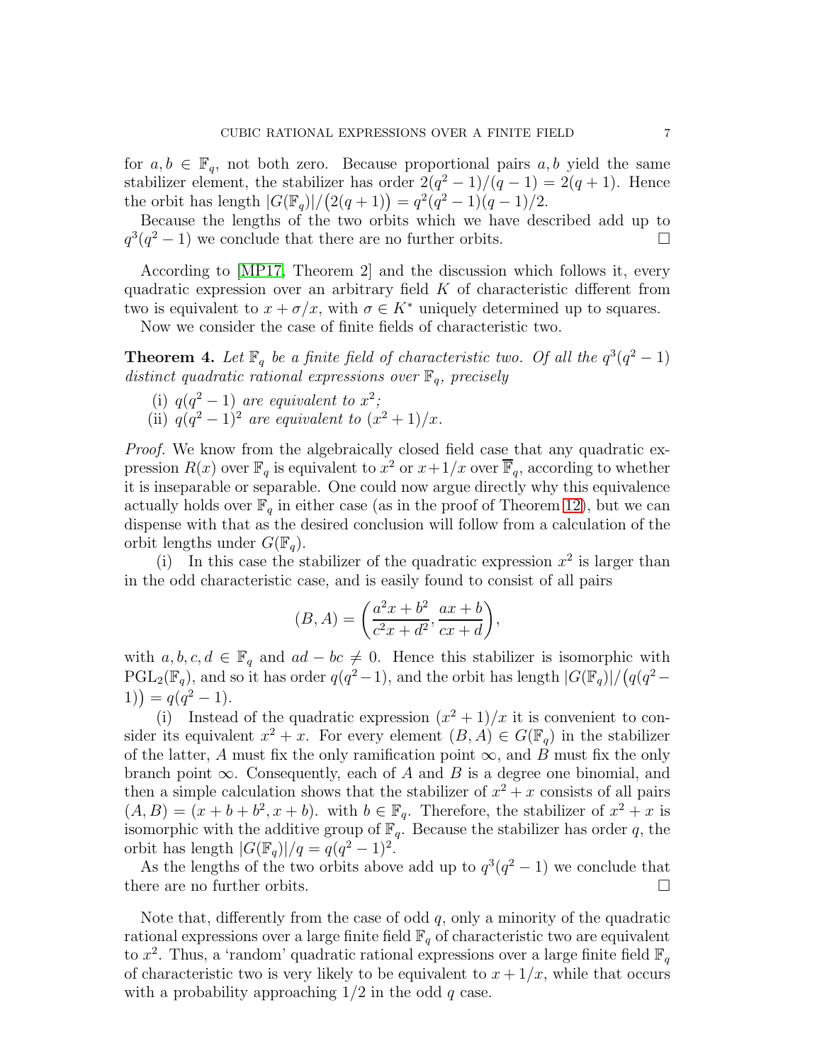for $a, b \in \mathbb{F}_q$, not both zero. Because proportional pairs $a, b$ yield the same stabilizer element, the stabilizer has order $2(q^2-1)/(q-1) = 2(q+1)$. Hence the orbit has length $|G(\mathbb{F}_q)|/\big(2(q+1)\big) = q^2(q^2-1)(q-1)/2$.

Because the lengths of the two orbits which we have described add up to $q^3(q^2-1)$ we conclude that there are no further orbits. □

According to [MP17, Theorem 2] and the discussion which follows it, every quadratic expression over an arbitrary field $K$ of characteristic different from two is equivalent to $x + \sigma/x$, with $\sigma \in K^*$ uniquely determined up to squares.

Now we consider the case of finite fields of characteristic two.

**Theorem 4.** *Let $\mathbb{F}_q$ be a finite field of characteristic two. Of all the $q^3(q^2-1)$ distinct quadratic rational expressions over $\mathbb{F}_q$, precisely*

(i) *$q(q^2-1)$ are equivalent to $x^2$;*
(ii) *$q(q^2-1)^2$ are equivalent to $(x^2+1)/x$.*

*Proof.* We know from the algebraically closed field case that any quadratic expression $R(x)$ over $\mathbb{F}_q$ is equivalent to $x^2$ or $x+1/x$ over $\overline{\mathbb{F}}_q$, according to whether it is inseparable or separable. One could now argue directly why this equivalence actually holds over $\mathbb{F}_q$ in either case (as in the proof of Theorem 12), but we can dispense with that as the desired conclusion will follow from a calculation of the orbit lengths under $G(\mathbb{F}_q)$.

(i) In this case the stabilizer of the quadratic expression $x^2$ is larger than in the odd characteristic case, and is easily found to consist of all pairs

$$(B, A) = \left(\frac{a^2x + b^2}{c^2x + d^2}, \frac{ax + b}{cx + d}\right),$$

with $a, b, c, d \in \mathbb{F}_q$ and $ad - bc \neq 0$. Hence this stabilizer is isomorphic with $\mathrm{PGL}_2(\mathbb{F}_q)$, and so it has order $q(q^2-1)$, and the orbit has length $|G(\mathbb{F}_q)|/\big(q(q^2-1)\big) = q(q^2-1)$.

(i) Instead of the quadratic expression $(x^2+1)/x$ it is convenient to consider its equivalent $x^2 + x$. For every element $(B, A) \in G(\mathbb{F}_q)$ in the stabilizer of the latter, $A$ must fix the only ramification point $\infty$, and $B$ must fix the only branch point $\infty$. Consequently, each of $A$ and $B$ is a degree one binomial, and then a simple calculation shows that the stabilizer of $x^2 + x$ consists of all pairs $(A, B) = (x + b + b^2, x + b)$. with $b \in \mathbb{F}_q$. Therefore, the stabilizer of $x^2 + x$ is isomorphic with the additive group of $\mathbb{F}_q$. Because the stabilizer has order $q$, the orbit has length $|G(\mathbb{F}_q)|/q = q(q^2-1)^2$.

As the lengths of the two orbits above add up to $q^3(q^2-1)$ we conclude that there are no further orbits. □

Note that, differently from the case of odd $q$, only a minority of the quadratic rational expressions over a large finite field $\mathbb{F}_q$ of characteristic two are equivalent to $x^2$. Thus, a 'random' quadratic rational expressions over a large finite field $\mathbb{F}_q$ of characteristic two is very likely to be equivalent to $x + 1/x$, while that occurs with a probability approaching $1/2$ in the odd $q$ case.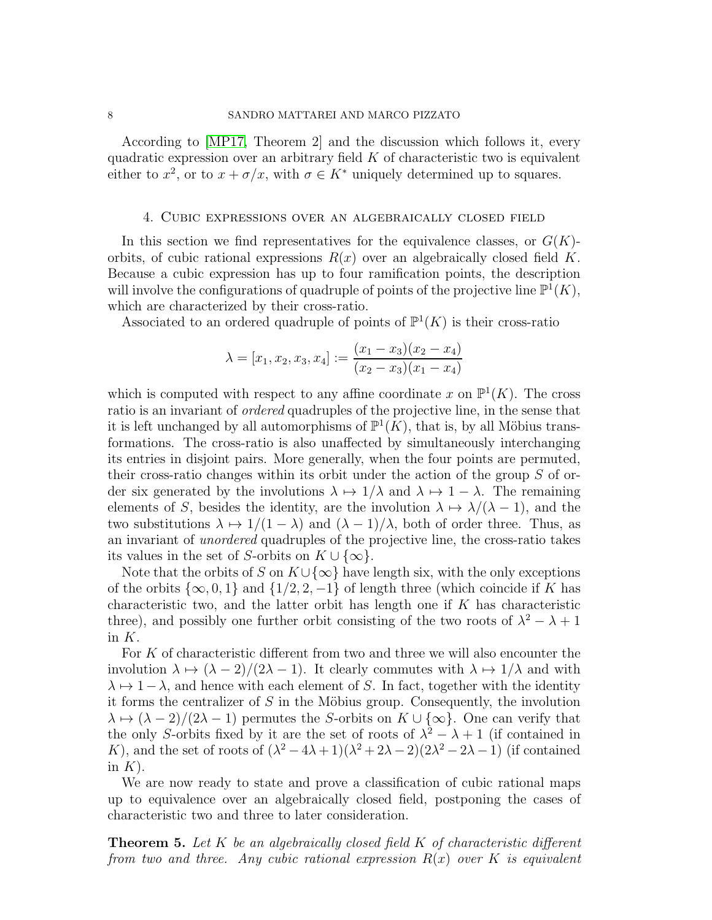According to [MP17, Theorem 2] and the discussion which follows it, every quadratic expression over an arbitrary field $K$ of characteristic two is equivalent either to $x^2$, or to $x + \sigma/x$, with $\sigma \in K^*$ uniquely determined up to squares.

## 4. Cubic expressions over an algebraically closed field

In this section we find representatives for the equivalence classes, or $G(K)$-orbits, of cubic rational expressions $R(x)$ over an algebraically closed field $K$. Because a cubic expression has up to four ramification points, the description will involve the configurations of quadruple of points of the projective line $\mathbb{P}^1(K)$, which are characterized by their cross-ratio.

Associated to an ordered quadruple of points of $\mathbb{P}^1(K)$ is their cross-ratio

$$\lambda = [x_1, x_2, x_3, x_4] := \frac{(x_1 - x_3)(x_2 - x_4)}{(x_2 - x_3)(x_1 - x_4)}$$

which is computed with respect to any affine coordinate $x$ on $\mathbb{P}^1(K)$. The cross ratio is an invariant of *ordered* quadruples of the projective line, in the sense that it is left unchanged by all automorphisms of $\mathbb{P}^1(K)$, that is, by all Möbius transformations. The cross-ratio is also unaffected by simultaneously interchanging its entries in disjoint pairs. More generally, when the four points are permuted, their cross-ratio changes within its orbit under the action of the group $S$ of order six generated by the involutions $\lambda \mapsto 1/\lambda$ and $\lambda \mapsto 1 - \lambda$. The remaining elements of $S$, besides the identity, are the involution $\lambda \mapsto \lambda/(\lambda - 1)$, and the two substitutions $\lambda \mapsto 1/(1 - \lambda)$ and $(\lambda - 1)/\lambda$, both of order three. Thus, as an invariant of *unordered* quadruples of the projective line, the cross-ratio takes its values in the set of $S$-orbits on $K \cup \{\infty\}$.

Note that the orbits of $S$ on $K \cup \{\infty\}$ have length six, with the only exceptions of the orbits $\{\infty, 0, 1\}$ and $\{1/2, 2, -1\}$ of length three (which coincide if $K$ has characteristic two, and the latter orbit has length one if $K$ has characteristic three), and possibly one further orbit consisting of the two roots of $\lambda^2 - \lambda + 1$ in $K$.

For $K$ of characteristic different from two and three we will also encounter the involution $\lambda \mapsto (\lambda - 2)/(2\lambda - 1)$. It clearly commutes with $\lambda \mapsto 1/\lambda$ and with $\lambda \mapsto 1 - \lambda$, and hence with each element of $S$. In fact, together with the identity it forms the centralizer of $S$ in the Möbius group. Consequently, the involution $\lambda \mapsto (\lambda - 2)/(2\lambda - 1)$ permutes the $S$-orbits on $K \cup \{\infty\}$. One can verify that the only $S$-orbits fixed by it are the set of roots of $\lambda^2 - \lambda + 1$ (if contained in $K$), and the set of roots of $(\lambda^2 - 4\lambda + 1)(\lambda^2 + 2\lambda - 2)(2\lambda^2 - 2\lambda - 1)$ (if contained in $K$).

We are now ready to state and prove a classification of cubic rational maps up to equivalence over an algebraically closed field, postponing the cases of characteristic two and three to later consideration.

**Theorem 5.** *Let $K$ be an algebraically closed field $K$ of characteristic different from two and three. Any cubic rational expression $R(x)$ over $K$ is equivalent*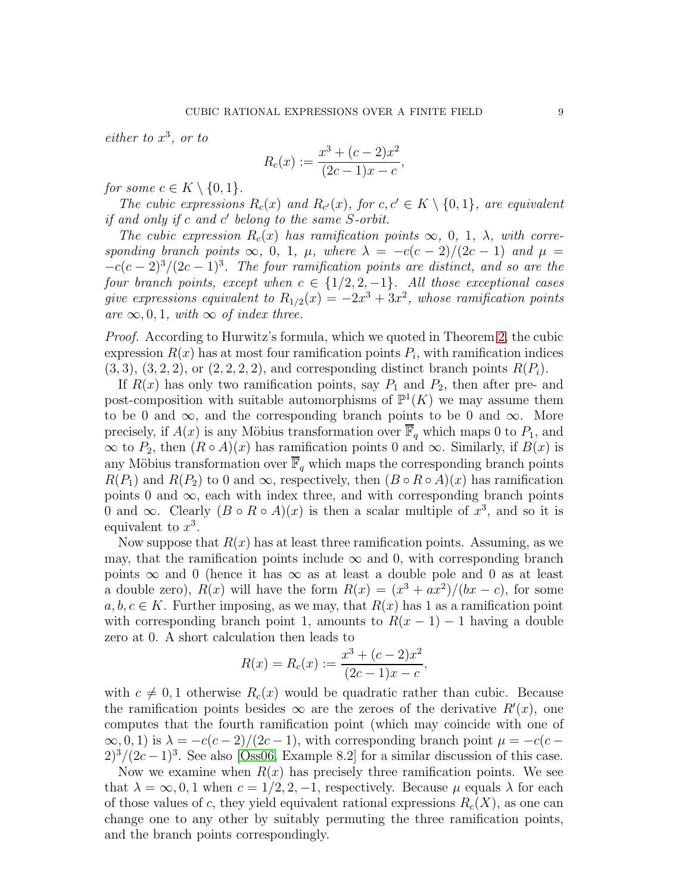*either to $x^3$, or to*

$$R_c(x) := \frac{x^3 + (c-2)x^2}{(2c-1)x - c},$$

*for some $c \in K \setminus \{0, 1\}$.*

*The cubic expressions $R_c(x)$ and $R_{c'}(x)$, for $c, c' \in K \setminus \{0, 1\}$, are equivalent if and only if $c$ and $c'$ belong to the same $S$-orbit.*

*The cubic expression $R_c(x)$ has ramification points $\infty$, $0$, $1$, $\lambda$, with corresponding branch points $\infty$, $0$, $1$, $\mu$, where $\lambda = -c(c-2)/(2c-1)$ and $\mu = -c(c-2)^3/(2c-1)^3$. The four ramification points are distinct, and so are the four branch points, except when $c \in \{1/2, 2, -1\}$. All those exceptional cases give expressions equivalent to $R_{1/2}(x) = -2x^3 + 3x^2$, whose ramification points are $\infty, 0, 1$, with $\infty$ of index three.*

*Proof.* According to Hurwitz's formula, which we quoted in Theorem 2, the cubic expression $R(x)$ has at most four ramification points $P_i$, with ramification indices $(3, 3)$, $(3, 2, 2)$, or $(2, 2, 2, 2)$, and corresponding distinct branch points $R(P_i)$.

If $R(x)$ has only two ramification points, say $P_1$ and $P_2$, then after pre- and post-composition with suitable automorphisms of $\mathbb{P}^1(K)$ we may assume them to be $0$ and $\infty$, and the corresponding branch points to be $0$ and $\infty$. More precisely, if $A(x)$ is any Möbius transformation over $\overline{\mathbb{F}}_q$ which maps $0$ to $P_1$, and $\infty$ to $P_2$, then $(R \circ A)(x)$ has ramification points $0$ and $\infty$. Similarly, if $B(x)$ is any Möbius transformation over $\overline{\mathbb{F}}_q$ which maps the corresponding branch points $R(P_1)$ and $R(P_2)$ to $0$ and $\infty$, respectively, then $(B \circ R \circ A)(x)$ has ramification points $0$ and $\infty$, each with index three, and with corresponding branch points $0$ and $\infty$. Clearly $(B \circ R \circ A)(x)$ is then a scalar multiple of $x^3$, and so it is equivalent to $x^3$.

Now suppose that $R(x)$ has at least three ramification points. Assuming, as we may, that the ramification points include $\infty$ and $0$, with corresponding branch points $\infty$ and $0$ (hence it has $\infty$ as at least a double pole and $0$ as at least a double zero), $R(x)$ will have the form $R(x) = (x^3 + ax^2)/(bx - c)$, for some $a, b, c \in K$. Further imposing, as we may, that $R(x)$ has $1$ as a ramification point with corresponding branch point $1$, amounts to $R(x-1) - 1$ having a double zero at $0$. A short calculation then leads to

$$R(x) = R_c(x) := \frac{x^3 + (c-2)x^2}{(2c-1)x - c},$$

with $c \neq 0, 1$ otherwise $R_c(x)$ would be quadratic rather than cubic. Because the ramification points besides $\infty$ are the zeroes of the derivative $R'(x)$, one computes that the fourth ramification point (which may coincide with one of $\infty, 0, 1$) is $\lambda = -c(c-2)/(2c-1)$, with corresponding branch point $\mu = -c(c-2)^3/(2c-1)^3$. See also [Oss06, Example 8.2] for a similar discussion of this case.

Now we examine when $R(x)$ has precisely three ramification points. We see that $\lambda = \infty, 0, 1$ when $c = 1/2, 2, -1$, respectively. Because $\mu$ equals $\lambda$ for each of those values of $c$, they yield equivalent rational expressions $R_c(X)$, as one can change one to any other by suitably permuting the three ramification points, and the branch points correspondingly.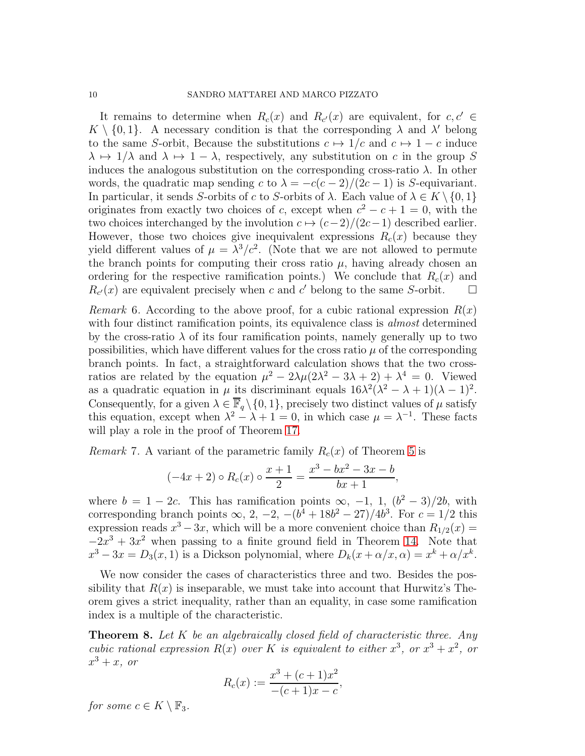It remains to determine when $R_c(x)$ and $R_{c'}(x)$ are equivalent, for $c, c' \in K \setminus \{0,1\}$. A necessary condition is that the corresponding $\lambda$ and $\lambda'$ belong to the same $S$-orbit, Because the substitutions $c \mapsto 1/c$ and $c \mapsto 1-c$ induce $\lambda \mapsto 1/\lambda$ and $\lambda \mapsto 1-\lambda$, respectively, any substitution on $c$ in the group $S$ induces the analogous substitution on the corresponding cross-ratio $\lambda$. In other words, the quadratic map sending $c$ to $\lambda = -c(c-2)/(2c-1)$ is $S$-equivariant. In particular, it sends $S$-orbits of $c$ to $S$-orbits of $\lambda$. Each value of $\lambda \in K \setminus \{0,1\}$ originates from exactly two choices of $c$, except when $c^2 - c + 1 = 0$, with the two choices interchanged by the involution $c \mapsto (c-2)/(2c-1)$ described earlier. However, those two choices give inequivalent expressions $R_c(x)$ because they yield different values of $\mu = \lambda^3/c^2$. (Note that we are not allowed to permute the branch points for computing their cross ratio $\mu$, having already chosen an ordering for the respective ramification points.) We conclude that $R_c(x)$ and $R_{c'}(x)$ are equivalent precisely when $c$ and $c'$ belong to the same $S$-orbit. $\square$

*Remark* 6. According to the above proof, for a cubic rational expression $R(x)$ with four distinct ramification points, its equivalence class is *almost* determined by the cross-ratio $\lambda$ of its four ramification points, namely generally up to two possibilities, which have different values for the cross ratio $\mu$ of the corresponding branch points. In fact, a straightforward calculation shows that the two cross-ratios are related by the equation $\mu^2 - 2\lambda\mu(2\lambda^2 - 3\lambda + 2) + \lambda^4 = 0$. Viewed as a quadratic equation in $\mu$ its discriminant equals $16\lambda^2(\lambda^2 - \lambda + 1)(\lambda - 1)^2$. Consequently, for a given $\lambda \in \overline{\mathbb{F}}_q \setminus \{0,1\}$, precisely two distinct values of $\mu$ satisfy this equation, except when $\lambda^2 - \lambda + 1 = 0$, in which case $\mu = \lambda^{-1}$. These facts will play a role in the proof of Theorem 17.

*Remark* 7. A variant of the parametric family $R_c(x)$ of Theorem 5 is

$$(-4x+2) \circ R_c(x) \circ \frac{x+1}{2} = \frac{x^3 - bx^2 - 3x - b}{bx+1},$$

where $b = 1 - 2c$. This has ramification points $\infty$, $-1$, $1$, $(b^2-3)/2b$, with corresponding branch points $\infty$, $2$, $-2$, $-(b^4 + 18b^2 - 27)/4b^3$. For $c = 1/2$ this expression reads $x^3 - 3x$, which will be a more convenient choice than $R_{1/2}(x) = -2x^3 + 3x^2$ when passing to a finite ground field in Theorem 14. Note that $x^3 - 3x = D_3(x, 1)$ is a Dickson polynomial, where $D_k(x + \alpha/x, \alpha) = x^k + \alpha/x^k$.

We now consider the cases of characteristics three and two. Besides the possibility that $R(x)$ is inseparable, we must take into account that Hurwitz's Theorem gives a strict inequality, rather than an equality, in case some ramification index is a multiple of the characteristic.

**Theorem 8.** *Let $K$ be an algebraically closed field of characteristic three. Any cubic rational expression $R(x)$ over $K$ is equivalent to either $x^3$, or $x^3 + x^2$, or $x^3 + x$, or*

$$R_c(x) := \frac{x^3 + (c+1)x^2}{-(c+1)x - c},$$

*for some $c \in K \setminus \mathbb{F}_3$.*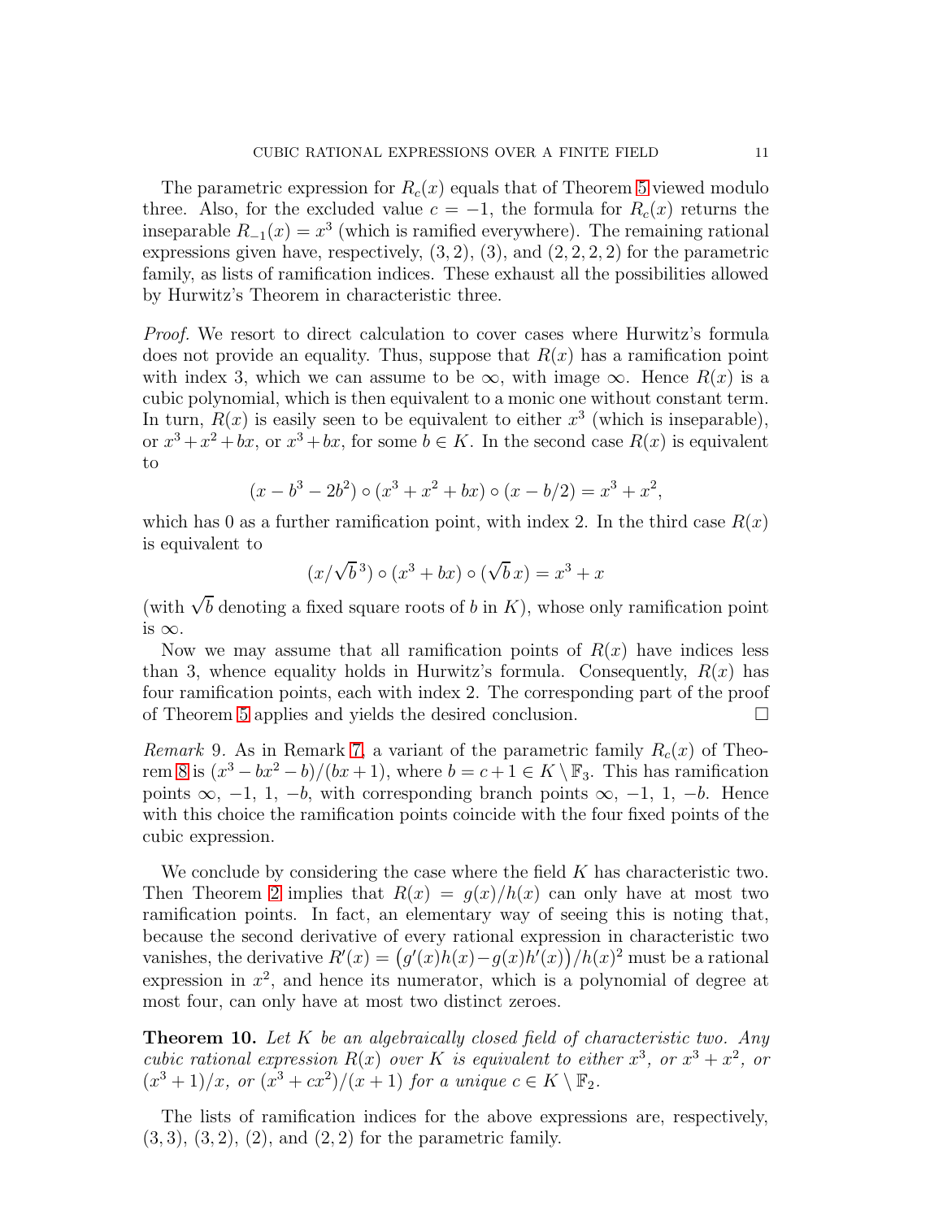The parametric expression for $R_c(x)$ equals that of Theorem 5 viewed modulo three. Also, for the excluded value $c = -1$, the formula for $R_c(x)$ returns the inseparable $R_{-1}(x) = x^3$ (which is ramified everywhere). The remaining rational expressions given have, respectively, $(3, 2)$, $(3)$, and $(2, 2, 2, 2)$ for the parametric family, as lists of ramification indices. These exhaust all the possibilities allowed by Hurwitz's Theorem in characteristic three.

*Proof.* We resort to direct calculation to cover cases where Hurwitz's formula does not provide an equality. Thus, suppose that $R(x)$ has a ramification point with index 3, which we can assume to be $\infty$, with image $\infty$. Hence $R(x)$ is a cubic polynomial, which is then equivalent to a monic one without constant term. In turn, $R(x)$ is easily seen to be equivalent to either $x^3$ (which is inseparable), or $x^3 + x^2 + bx$, or $x^3 + bx$, for some $b \in K$. In the second case $R(x)$ is equivalent to

$$(x - b^3 - 2b^2) \circ (x^3 + x^2 + bx) \circ (x - b/2) = x^3 + x^2,$$

which has 0 as a further ramification point, with index 2. In the third case $R(x)$ is equivalent to

$$(x/\sqrt{b}^{\,3}) \circ (x^3 + bx) \circ (\sqrt{b}\, x) = x^3 + x$$

(with $\sqrt{b}$ denoting a fixed square roots of $b$ in $K$), whose only ramification point is $\infty$.

Now we may assume that all ramification points of $R(x)$ have indices less than 3, whence equality holds in Hurwitz's formula. Consequently, $R(x)$ has four ramification points, each with index 2. The corresponding part of the proof of Theorem 5 applies and yields the desired conclusion. □

*Remark* 9. As in Remark 7, a variant of the parametric family $R_c(x)$ of Theorem 8 is $(x^3 - bx^2 - b)/(bx + 1)$, where $b = c + 1 \in K \setminus \mathbb{F}_3$. This has ramification points $\infty$, $-1$, $1$, $-b$, with corresponding branch points $\infty$, $-1$, $1$, $-b$. Hence with this choice the ramification points coincide with the four fixed points of the cubic expression.

We conclude by considering the case where the field $K$ has characteristic two. Then Theorem 2 implies that $R(x) = g(x)/h(x)$ can only have at most two ramification points. In fact, an elementary way of seeing this is noting that, because the second derivative of every rational expression in characteristic two vanishes, the derivative $R'(x) = \big(g'(x)h(x) - g(x)h'(x)\big)/h(x)^2$ must be a rational expression in $x^2$, and hence its numerator, which is a polynomial of degree at most four, can only have at most two distinct zeroes.

**Theorem 10.** *Let $K$ be an algebraically closed field of characteristic two. Any cubic rational expression $R(x)$ over $K$ is equivalent to either $x^3$, or $x^3 + x^2$, or $(x^3 + 1)/x$, or $(x^3 + cx^2)/(x + 1)$ for a unique $c \in K \setminus \mathbb{F}_2$.*

The lists of ramification indices for the above expressions are, respectively, $(3, 3)$, $(3, 2)$, $(2)$, and $(2, 2)$ for the parametric family.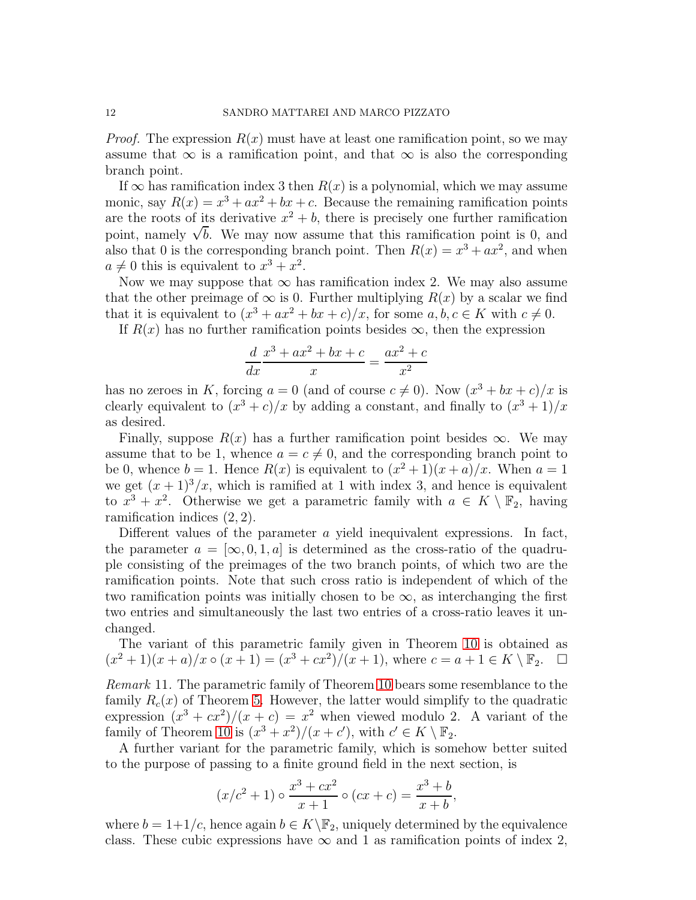*Proof.* The expression $R(x)$ must have at least one ramification point, so we may assume that $\infty$ is a ramification point, and that $\infty$ is also the corresponding branch point.

If $\infty$ has ramification index 3 then $R(x)$ is a polynomial, which we may assume monic, say $R(x) = x^3 + ax^2 + bx + c$. Because the remaining ramification points are the roots of its derivative $x^2 + b$, there is precisely one further ramification point, namely $\sqrt{b}$. We may now assume that this ramification point is 0, and also that 0 is the corresponding branch point. Then $R(x) = x^3 + ax^2$, and when $a \neq 0$ this is equivalent to $x^3 + x^2$.

Now we may suppose that $\infty$ has ramification index 2. We may also assume that the other preimage of $\infty$ is 0. Further multiplying $R(x)$ by a scalar we find that it is equivalent to $(x^3 + ax^2 + bx + c)/x$, for some $a, b, c \in K$ with $c \neq 0$.

If $R(x)$ has no further ramification points besides $\infty$, then the expression

$$\frac{d}{dx}\frac{x^3 + ax^2 + bx + c}{x} = \frac{ax^2 + c}{x^2}$$

has no zeroes in $K$, forcing $a = 0$ (and of course $c \neq 0$). Now $(x^3 + bx + c)/x$ is clearly equivalent to $(x^3 + c)/x$ by adding a constant, and finally to $(x^3 + 1)/x$ as desired.

Finally, suppose $R(x)$ has a further ramification point besides $\infty$. We may assume that to be 1, whence $a = c \neq 0$, and the corresponding branch point to be 0, whence $b = 1$. Hence $R(x)$ is equivalent to $(x^2 + 1)(x + a)/x$. When $a = 1$ we get $(x + 1)^3/x$, which is ramified at 1 with index 3, and hence is equivalent to $x^3 + x^2$. Otherwise we get a parametric family with $a \in K \setminus \mathbb{F}_2$, having ramification indices $(2, 2)$.

Different values of the parameter $a$ yield inequivalent expressions. In fact, the parameter $a = [\infty, 0, 1, a]$ is determined as the cross-ratio of the quadruple consisting of the preimages of the two branch points, of which two are the ramification points. Note that such cross ratio is independent of which of the two ramification points was initially chosen to be $\infty$, as interchanging the first two entries and simultaneously the last two entries of a cross-ratio leaves it unchanged.

The variant of this parametric family given in Theorem 10 is obtained as $(x^2 + 1)(x + a)/x \circ (x + 1) = (x^3 + cx^2)/(x + 1)$, where $c = a + 1 \in K \setminus \mathbb{F}_2$. $\square$

*Remark* 11. The parametric family of Theorem 10 bears some resemblance to the family $R_c(x)$ of Theorem 5. However, the latter would simplify to the quadratic expression $(x^3 + cx^2)/(x + c) = x^2$ when viewed modulo 2. A variant of the family of Theorem 10 is $(x^3 + x^2)/(x + c')$, with $c' \in K \setminus \mathbb{F}_2$.

A further variant for the parametric family, which is somehow better suited to the purpose of passing to a finite ground field in the next section, is

$$(x/c^2 + 1) \circ \frac{x^3 + cx^2}{x + 1} \circ (cx + c) = \frac{x^3 + b}{x + b},$$

where $b = 1 + 1/c$, hence again $b \in K \setminus \mathbb{F}_2$, uniquely determined by the equivalence class. These cubic expressions have $\infty$ and 1 as ramification points of index 2,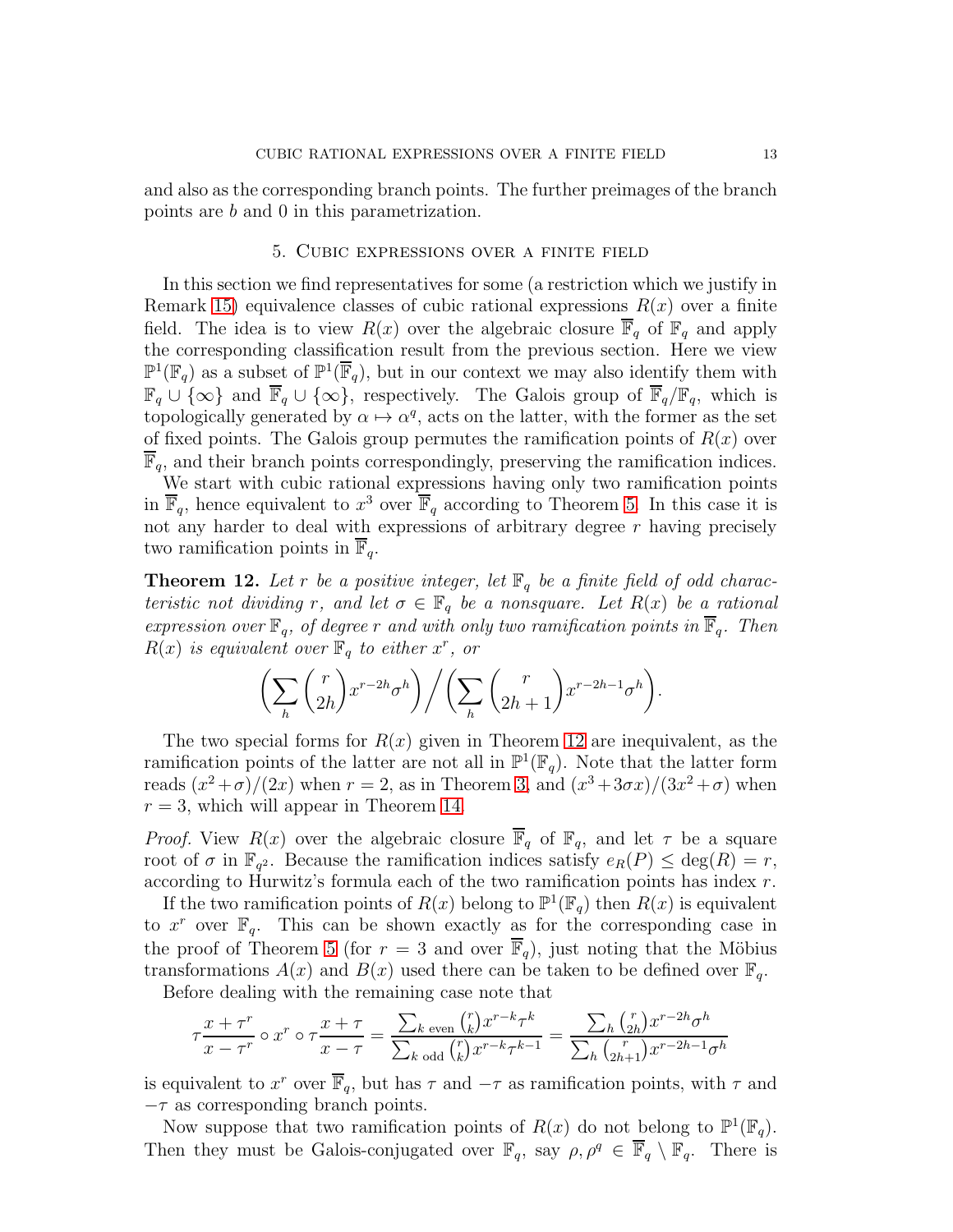and also as the corresponding branch points. The further preimages of the branch points are $b$ and $0$ in this parametrization.

## 5. Cubic expressions over a finite field

In this section we find representatives for some (a restriction which we justify in Remark 15) equivalence classes of cubic rational expressions $R(x)$ over a finite field. The idea is to view $R(x)$ over the algebraic closure $\overline{\mathbb{F}}_q$ of $\mathbb{F}_q$ and apply the corresponding classification result from the previous section. Here we view $\mathbb{P}^1(\mathbb{F}_q)$ as a subset of $\mathbb{P}^1(\overline{\mathbb{F}}_q)$, but in our context we may also identify them with $\mathbb{F}_q \cup \{\infty\}$ and $\overline{\mathbb{F}}_q \cup \{\infty\}$, respectively. The Galois group of $\overline{\mathbb{F}}_q/\mathbb{F}_q$, which is topologically generated by $\alpha \mapsto \alpha^q$, acts on the latter, with the former as the set of fixed points. The Galois group permutes the ramification points of $R(x)$ over $\overline{\mathbb{F}}_q$, and their branch points correspondingly, preserving the ramification indices.

We start with cubic rational expressions having only two ramification points in $\overline{\mathbb{F}}_q$, hence equivalent to $x^3$ over $\overline{\mathbb{F}}_q$ according to Theorem 5. In this case it is not any harder to deal with expressions of arbitrary degree $r$ having precisely two ramification points in $\overline{\mathbb{F}}_q$.

**Theorem 12.** *Let $r$ be a positive integer, let $\mathbb{F}_q$ be a finite field of odd characteristic not dividing $r$, and let $\sigma \in \mathbb{F}_q$ be a nonsquare. Let $R(x)$ be a rational expression over $\mathbb{F}_q$, of degree $r$ and with only two ramification points in $\overline{\mathbb{F}}_q$. Then $R(x)$ is equivalent over $\mathbb{F}_q$ to either $x^r$, or*

$$\left(\sum_h \binom{r}{2h} x^{r-2h}\sigma^h\right) \Big/ \left(\sum_h \binom{r}{2h+1} x^{r-2h-1}\sigma^h\right).$$

The two special forms for $R(x)$ given in Theorem 12 are inequivalent, as the ramification points of the latter are not all in $\mathbb{P}^1(\mathbb{F}_q)$. Note that the latter form reads $(x^2+\sigma)/(2x)$ when $r=2$, as in Theorem 3, and $(x^3+3\sigma x)/(3x^2+\sigma)$ when $r=3$, which will appear in Theorem 14.

*Proof.* View $R(x)$ over the algebraic closure $\overline{\mathbb{F}}_q$ of $\mathbb{F}_q$, and let $\tau$ be a square root of $\sigma$ in $\mathbb{F}_{q^2}$. Because the ramification indices satisfy $e_R(P) \leq \deg(R) = r$, according to Hurwitz's formula each of the two ramification points has index $r$.

If the two ramification points of $R(x)$ belong to $\mathbb{P}^1(\mathbb{F}_q)$ then $R(x)$ is equivalent to $x^r$ over $\mathbb{F}_q$. This can be shown exactly as for the corresponding case in the proof of Theorem 5 (for $r=3$ and over $\overline{\mathbb{F}}_q$), just noting that the Möbius transformations $A(x)$ and $B(x)$ used there can be taken to be defined over $\mathbb{F}_q$.

Before dealing with the remaining case note that

$$\tau\frac{x+\tau^r}{x-\tau^r} \circ x^r \circ \tau\frac{x+\tau}{x-\tau} = \frac{\sum_{k \text{ even}} \binom{r}{k} x^{r-k}\tau^k}{\sum_{k \text{ odd}} \binom{r}{k} x^{r-k}\tau^{k-1}} = \frac{\sum_h \binom{r}{2h} x^{r-2h}\sigma^h}{\sum_h \binom{r}{2h+1} x^{r-2h-1}\sigma^h}$$

is equivalent to $x^r$ over $\overline{\mathbb{F}}_q$, but has $\tau$ and $-\tau$ as ramification points, with $\tau$ and $-\tau$ as corresponding branch points.

Now suppose that two ramification points of $R(x)$ do not belong to $\mathbb{P}^1(\mathbb{F}_q)$. Then they must be Galois-conjugated over $\mathbb{F}_q$, say $\rho, \rho^q \in \overline{\mathbb{F}}_q \setminus \mathbb{F}_q$. There is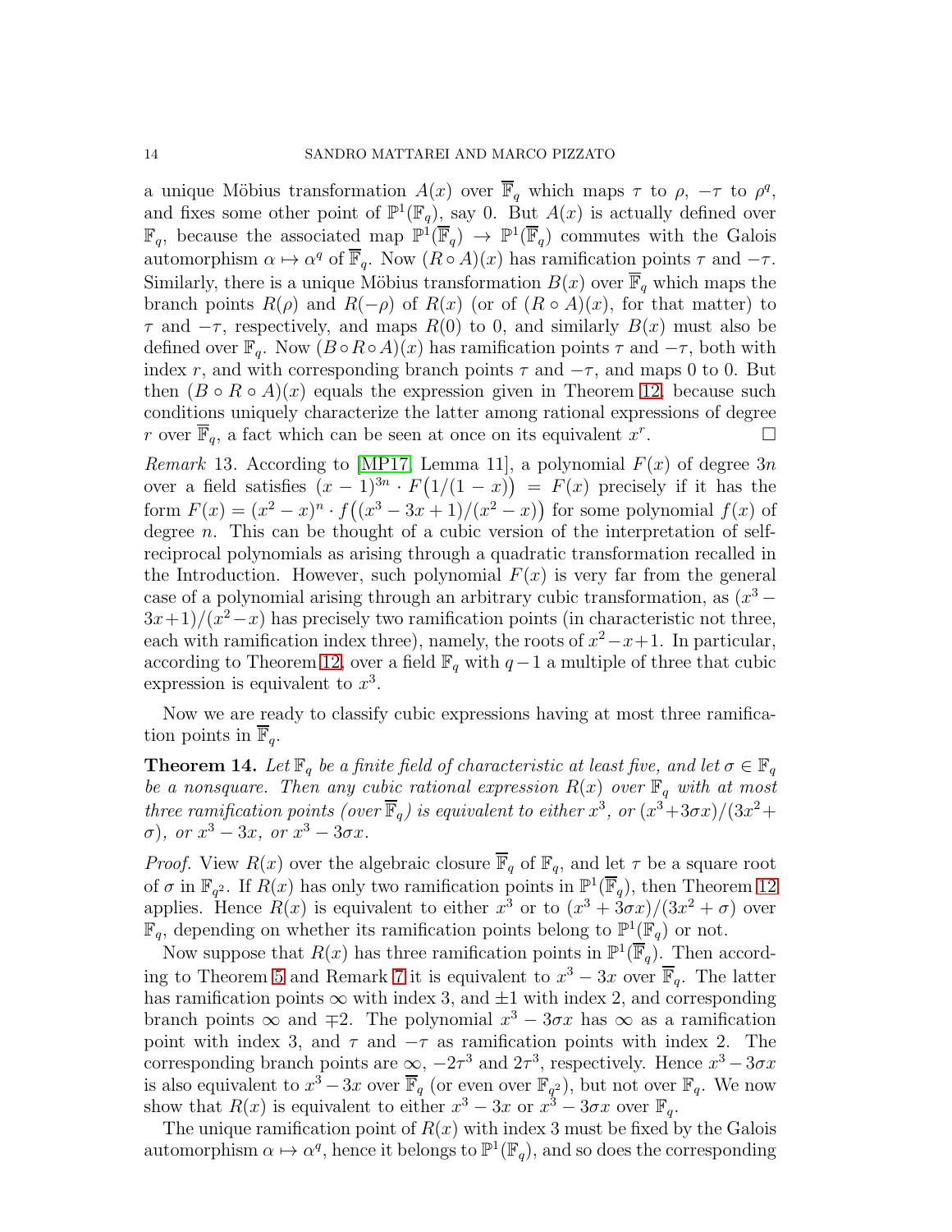a unique Möbius transformation $A(x)$ over $\overline{\mathbb{F}}_q$ which maps $\tau$ to $\rho$, $-\tau$ to $\rho^q$, and fixes some other point of $\mathbb{P}^1(\mathbb{F}_q)$, say 0. But $A(x)$ is actually defined over $\mathbb{F}_q$, because the associated map $\mathbb{P}^1(\overline{\mathbb{F}}_q) \to \mathbb{P}^1(\overline{\mathbb{F}}_q)$ commutes with the Galois automorphism $\alpha \mapsto \alpha^q$ of $\overline{\mathbb{F}}_q$. Now $(R \circ A)(x)$ has ramification points $\tau$ and $-\tau$. Similarly, there is a unique Möbius transformation $B(x)$ over $\overline{\mathbb{F}}_q$ which maps the branch points $R(\rho)$ and $R(-\rho)$ of $R(x)$ (or of $(R \circ A)(x)$, for that matter) to $\tau$ and $-\tau$, respectively, and maps $R(0)$ to 0, and similarly $B(x)$ must also be defined over $\mathbb{F}_q$. Now $(B \circ R \circ A)(x)$ has ramification points $\tau$ and $-\tau$, both with index $r$, and with corresponding branch points $\tau$ and $-\tau$, and maps 0 to 0. But then $(B \circ R \circ A)(x)$ equals the expression given in Theorem 12, because such conditions uniquely characterize the latter among rational expressions of degree $r$ over $\overline{\mathbb{F}}_q$, a fact which can be seen at once on its equivalent $x^r$. □

*Remark* 13. According to [MP17, Lemma 11], a polynomial $F(x)$ of degree $3n$ over a field satisfies $(x-1)^{3n} \cdot F\big(1/(1-x)\big) = F(x)$ precisely if it has the form $F(x) = (x^2-x)^n \cdot f\big((x^3-3x+1)/(x^2-x)\big)$ for some polynomial $f(x)$ of degree $n$. This can be thought of a cubic version of the interpretation of self-reciprocal polynomials as arising through a quadratic transformation recalled in the Introduction. However, such polynomial $F(x)$ is very far from the general case of a polynomial arising through an arbitrary cubic transformation, as $(x^3 - 3x+1)/(x^2-x)$ has precisely two ramification points (in characteristic not three, each with ramification index three), namely, the roots of $x^2-x+1$. In particular, according to Theorem 12, over a field $\mathbb{F}_q$ with $q-1$ a multiple of three that cubic expression is equivalent to $x^3$.

Now we are ready to classify cubic expressions having at most three ramification points in $\overline{\mathbb{F}}_q$.

**Theorem 14.** *Let $\mathbb{F}_q$ be a finite field of characteristic at least five, and let $\sigma \in \mathbb{F}_q$ be a nonsquare. Then any cubic rational expression $R(x)$ over $\mathbb{F}_q$ with at most three ramification points (over $\overline{\mathbb{F}}_q$) is equivalent to either $x^3$, or $(x^3+3\sigma x)/(3x^2+\sigma)$, or $x^3-3x$, or $x^3-3\sigma x$.*

*Proof.* View $R(x)$ over the algebraic closure $\overline{\mathbb{F}}_q$ of $\mathbb{F}_q$, and let $\tau$ be a square root of $\sigma$ in $\mathbb{F}_{q^2}$. If $R(x)$ has only two ramification points in $\mathbb{P}^1(\overline{\mathbb{F}}_q)$, then Theorem 12 applies. Hence $R(x)$ is equivalent to either $x^3$ or to $(x^3+3\sigma x)/(3x^2+\sigma)$ over $\mathbb{F}_q$, depending on whether its ramification points belong to $\mathbb{P}^1(\mathbb{F}_q)$ or not.

Now suppose that $R(x)$ has three ramification points in $\mathbb{P}^1(\overline{\mathbb{F}}_q)$. Then according to Theorem 5 and Remark 7 it is equivalent to $x^3-3x$ over $\overline{\mathbb{F}}_q$. The latter has ramification points $\infty$ with index 3, and $\pm 1$ with index 2, and corresponding branch points $\infty$ and $\mp 2$. The polynomial $x^3-3\sigma x$ has $\infty$ as a ramification point with index 3, and $\tau$ and $-\tau$ as ramification points with index 2. The corresponding branch points are $\infty$, $-2\tau^3$ and $2\tau^3$, respectively. Hence $x^3-3\sigma x$ is also equivalent to $x^3-3x$ over $\overline{\mathbb{F}}_q$ (or even over $\mathbb{F}_{q^2}$), but not over $\mathbb{F}_q$. We now show that $R(x)$ is equivalent to either $x^3-3x$ or $x^3-3\sigma x$ over $\mathbb{F}_q$.

The unique ramification point of $R(x)$ with index 3 must be fixed by the Galois automorphism $\alpha \mapsto \alpha^q$, hence it belongs to $\mathbb{P}^1(\mathbb{F}_q)$, and so does the corresponding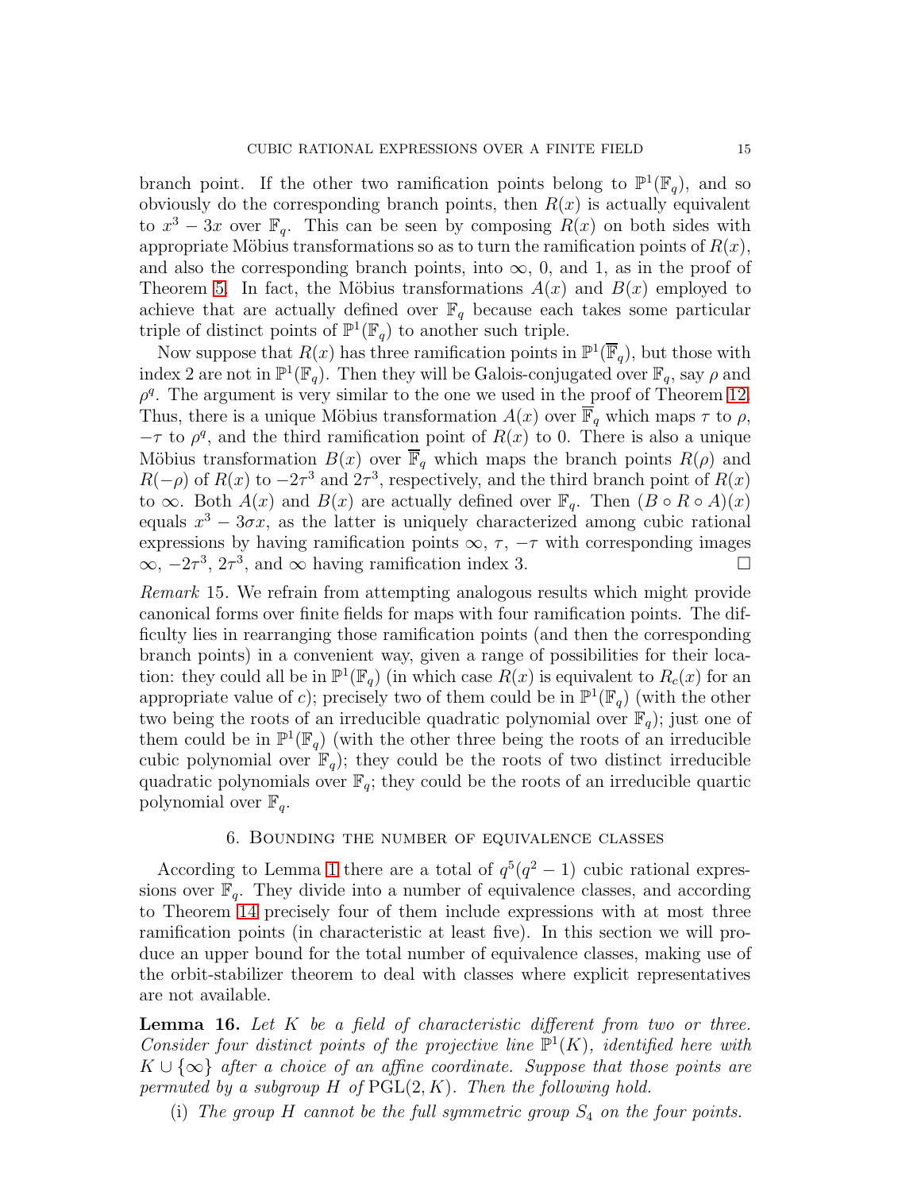branch point. If the other two ramification points belong to $\mathbb{P}^1(\mathbb{F}_q)$, and so obviously do the corresponding branch points, then $R(x)$ is actually equivalent to $x^3 - 3x$ over $\mathbb{F}_q$. This can be seen by composing $R(x)$ on both sides with appropriate Möbius transformations so as to turn the ramification points of $R(x)$, and also the corresponding branch points, into $\infty$, 0, and 1, as in the proof of Theorem 5. In fact, the Möbius transformations $A(x)$ and $B(x)$ employed to achieve that are actually defined over $\mathbb{F}_q$ because each takes some particular triple of distinct points of $\mathbb{P}^1(\mathbb{F}_q)$ to another such triple.

Now suppose that $R(x)$ has three ramification points in $\mathbb{P}^1(\overline{\mathbb{F}}_q)$, but those with index 2 are not in $\mathbb{P}^1(\mathbb{F}_q)$. Then they will be Galois-conjugated over $\mathbb{F}_q$, say $\rho$ and $\rho^q$. The argument is very similar to the one we used in the proof of Theorem 12. Thus, there is a unique Möbius transformation $A(x)$ over $\overline{\mathbb{F}}_q$ which maps $\tau$ to $\rho$, $-\tau$ to $\rho^q$, and the third ramification point of $R(x)$ to 0. There is also a unique Möbius transformation $B(x)$ over $\overline{\mathbb{F}}_q$ which maps the branch points $R(\rho)$ and $R(-\rho)$ of $R(x)$ to $-2\tau^3$ and $2\tau^3$, respectively, and the third branch point of $R(x)$ to $\infty$. Both $A(x)$ and $B(x)$ are actually defined over $\mathbb{F}_q$. Then $(B \circ R \circ A)(x)$ equals $x^3 - 3\sigma x$, as the latter is uniquely characterized among cubic rational expressions by having ramification points $\infty$, $\tau$, $-\tau$ with corresponding images $\infty$, $-2\tau^3$, $2\tau^3$, and $\infty$ having ramification index 3. $\square$

*Remark* 15. We refrain from attempting analogous results which might provide canonical forms over finite fields for maps with four ramification points. The difficulty lies in rearranging those ramification points (and then the corresponding branch points) in a convenient way, given a range of possibilities for their location: they could all be in $\mathbb{P}^1(\mathbb{F}_q)$ (in which case $R(x)$ is equivalent to $R_c(x)$ for an appropriate value of $c$); precisely two of them could be in $\mathbb{P}^1(\mathbb{F}_q)$ (with the other two being the roots of an irreducible quadratic polynomial over $\mathbb{F}_q$); just one of them could be in $\mathbb{P}^1(\mathbb{F}_q)$ (with the other three being the roots of an irreducible cubic polynomial over $\mathbb{F}_q$); they could be the roots of two distinct irreducible quadratic polynomials over $\mathbb{F}_q$; they could be the roots of an irreducible quartic polynomial over $\mathbb{F}_q$.

## 6. Bounding the number of equivalence classes

According to Lemma 1 there are a total of $q^5(q^2 - 1)$ cubic rational expressions over $\mathbb{F}_q$. They divide into a number of equivalence classes, and according to Theorem 14 precisely four of them include expressions with at most three ramification points (in characteristic at least five). In this section we will produce an upper bound for the total number of equivalence classes, making use of the orbit-stabilizer theorem to deal with classes where explicit representatives are not available.

**Lemma 16.** *Let $K$ be a field of characteristic different from two or three. Consider four distinct points of the projective line $\mathbb{P}^1(K)$, identified here with $K \cup \{\infty\}$ after a choice of an affine coordinate. Suppose that those points are permuted by a subgroup $H$ of $\mathrm{PGL}(2, K)$. Then the following hold.*

(i) *The group $H$ cannot be the full symmetric group $S_4$ on the four points.*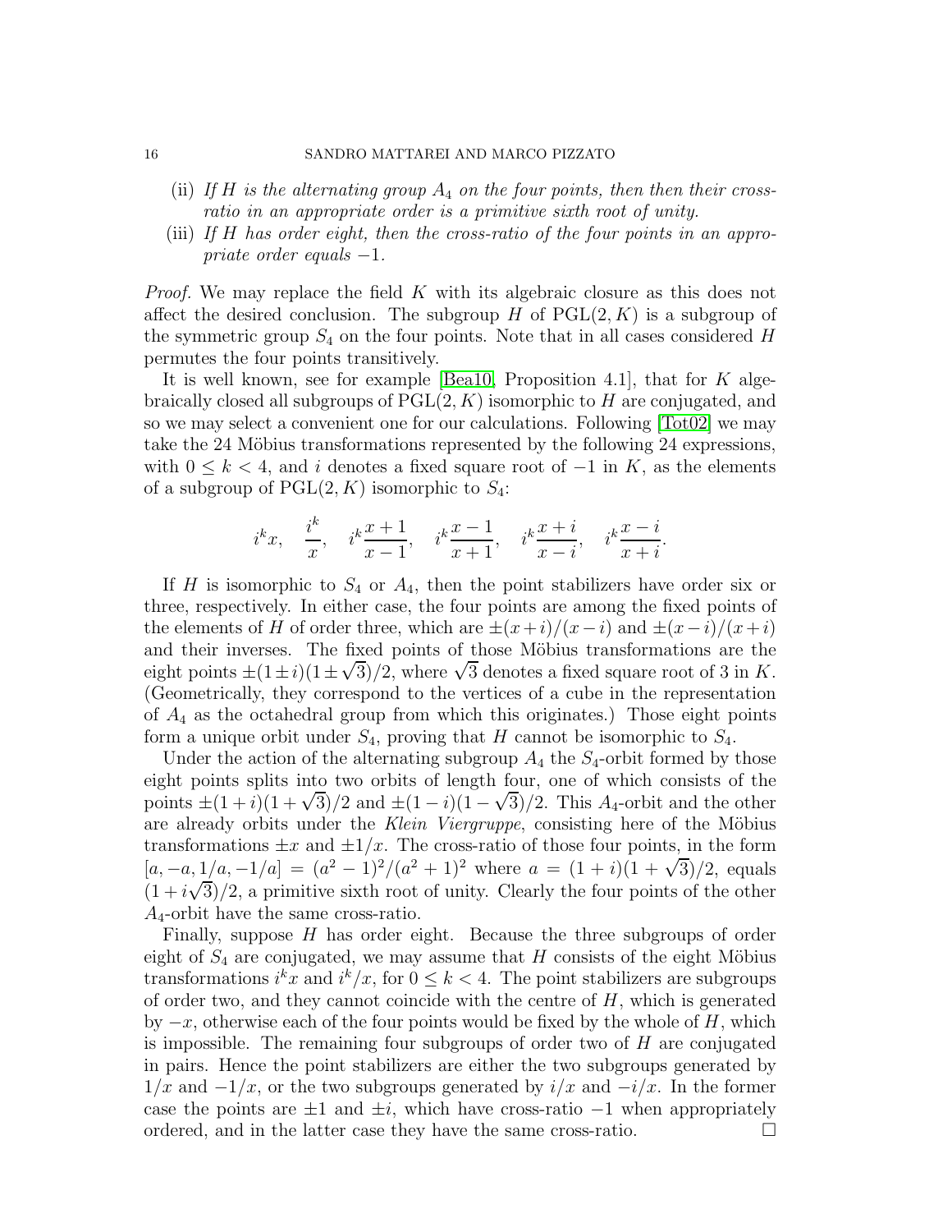(ii) *If $H$ is the alternating group $A_4$ on the four points, then then their cross-ratio in an appropriate order is a primitive sixth root of unity.*

(iii) *If $H$ has order eight, then the cross-ratio of the four points in an appropriate order equals $-1$.*

*Proof.* We may replace the field $K$ with its algebraic closure as this does not affect the desired conclusion. The subgroup $H$ of $\mathrm{PGL}(2, K)$ is a subgroup of the symmetric group $S_4$ on the four points. Note that in all cases considered $H$ permutes the four points transitively.

It is well known, see for example [Bea10, Proposition 4.1], that for $K$ algebraically closed all subgroups of $\mathrm{PGL}(2, K)$ isomorphic to $H$ are conjugated, and so we may select a convenient one for our calculations. Following [Tot02] we may take the 24 Möbius transformations represented by the following 24 expressions, with $0 \leq k < 4$, and $i$ denotes a fixed square root of $-1$ in $K$, as the elements of a subgroup of $\mathrm{PGL}(2, K)$ isomorphic to $S_4$:

$$i^k x, \quad \frac{i^k}{x}, \quad i^k\frac{x+1}{x-1}, \quad i^k\frac{x-1}{x+1}, \quad i^k\frac{x+i}{x-i}, \quad i^k\frac{x-i}{x+i}.$$

If $H$ is isomorphic to $S_4$ or $A_4$, then the point stabilizers have order six or three, respectively. In either case, the four points are among the fixed points of the elements of $H$ of order three, which are $\pm(x+i)/(x-i)$ and $\pm(x-i)/(x+i)$ and their inverses. The fixed points of those Möbius transformations are the eight points $\pm(1 \pm i)(1 \pm \sqrt{3})/2$, where $\sqrt{3}$ denotes a fixed square root of 3 in $K$. (Geometrically, they correspond to the vertices of a cube in the representation of $A_4$ as the octahedral group from which this originates.) Those eight points form a unique orbit under $S_4$, proving that $H$ cannot be isomorphic to $S_4$.

Under the action of the alternating subgroup $A_4$ the $S_4$-orbit formed by those eight points splits into two orbits of length four, one of which consists of the points $\pm(1+i)(1+\sqrt{3})/2$ and $\pm(1-i)(1-\sqrt{3})/2$. This $A_4$-orbit and the other are already orbits under the *Klein Viergruppe*, consisting here of the Möbius transformations $\pm x$ and $\pm 1/x$. The cross-ratio of those four points, in the form $[a, -a, 1/a, -1/a] = (a^2-1)^2/(a^2+1)^2$ where $a = (1+i)(1+\sqrt{3})/2$, equals $(1+i\sqrt{3})/2$, a primitive sixth root of unity. Clearly the four points of the other $A_4$-orbit have the same cross-ratio.

Finally, suppose $H$ has order eight. Because the three subgroups of order eight of $S_4$ are conjugated, we may assume that $H$ consists of the eight Möbius transformations $i^k x$ and $i^k/x$, for $0 \leq k < 4$. The point stabilizers are subgroups of order two, and they cannot coincide with the centre of $H$, which is generated by $-x$, otherwise each of the four points would be fixed by the whole of $H$, which is impossible. The remaining four subgroups of order two of $H$ are conjugated in pairs. Hence the point stabilizers are either the two subgroups generated by $1/x$ and $-1/x$, or the two subgroups generated by $i/x$ and $-i/x$. In the former case the points are $\pm 1$ and $\pm i$, which have cross-ratio $-1$ when appropriately ordered, and in the latter case they have the same cross-ratio. $\square$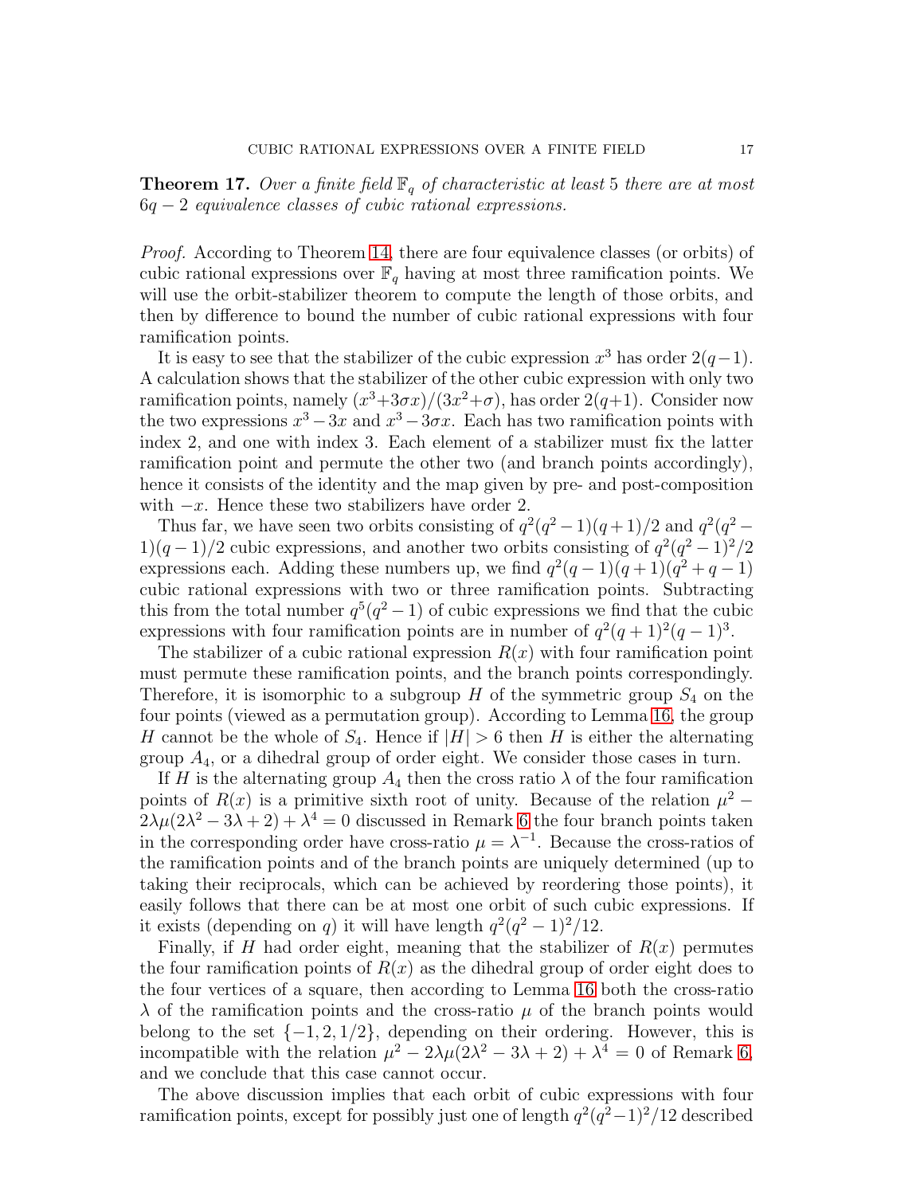**Theorem 17.** *Over a finite field $\mathbb{F}_q$ of characteristic at least 5 there are at most $6q-2$ equivalence classes of cubic rational expressions.*

*Proof.* According to Theorem 14, there are four equivalence classes (or orbits) of cubic rational expressions over $\mathbb{F}_q$ having at most three ramification points. We will use the orbit-stabilizer theorem to compute the length of those orbits, and then by difference to bound the number of cubic rational expressions with four ramification points.

It is easy to see that the stabilizer of the cubic expression $x^3$ has order $2(q-1)$. A calculation shows that the stabilizer of the other cubic expression with only two ramification points, namely $(x^3+3\sigma x)/(3x^2+\sigma)$, has order $2(q+1)$. Consider now the two expressions $x^3-3x$ and $x^3-3\sigma x$. Each has two ramification points with index 2, and one with index 3. Each element of a stabilizer must fix the latter ramification point and permute the other two (and branch points accordingly), hence it consists of the identity and the map given by pre- and post-composition with $-x$. Hence these two stabilizers have order 2.

Thus far, we have seen two orbits consisting of $q^2(q^2-1)(q+1)/2$ and $q^2(q^2-1)(q-1)/2$ cubic expressions, and another two orbits consisting of $q^2(q^2-1)^2/2$ expressions each. Adding these numbers up, we find $q^2(q-1)(q+1)(q^2+q-1)$ cubic rational expressions with two or three ramification points. Subtracting this from the total number $q^5(q^2-1)$ of cubic expressions we find that the cubic expressions with four ramification points are in number of $q^2(q+1)^2(q-1)^3$.

The stabilizer of a cubic rational expression $R(x)$ with four ramification point must permute these ramification points, and the branch points correspondingly. Therefore, it is isomorphic to a subgroup $H$ of the symmetric group $S_4$ on the four points (viewed as a permutation group). According to Lemma 16, the group $H$ cannot be the whole of $S_4$. Hence if $|H|>6$ then $H$ is either the alternating group $A_4$, or a dihedral group of order eight. We consider those cases in turn.

If $H$ is the alternating group $A_4$ then the cross ratio $\lambda$ of the four ramification points of $R(x)$ is a primitive sixth root of unity. Because of the relation $\mu^2-2\lambda\mu(2\lambda^2-3\lambda+2)+\lambda^4=0$ discussed in Remark 6 the four branch points taken in the corresponding order have cross-ratio $\mu=\lambda^{-1}$. Because the cross-ratios of the ramification points and of the branch points are uniquely determined (up to taking their reciprocals, which can be achieved by reordering those points), it easily follows that there can be at most one orbit of such cubic expressions. If it exists (depending on $q$) it will have length $q^2(q^2-1)^2/12$.

Finally, if $H$ had order eight, meaning that the stabilizer of $R(x)$ permutes the four ramification points of $R(x)$ as the dihedral group of order eight does to the four vertices of a square, then according to Lemma 16 both the cross-ratio $\lambda$ of the ramification points and the cross-ratio $\mu$ of the branch points would belong to the set $\{-1,2,1/2\}$, depending on their ordering. However, this is incompatible with the relation $\mu^2-2\lambda\mu(2\lambda^2-3\lambda+2)+\lambda^4=0$ of Remark 6, and we conclude that this case cannot occur.

The above discussion implies that each orbit of cubic expressions with four ramification points, except for possibly just one of length $q^2(q^2-1)^2/12$ described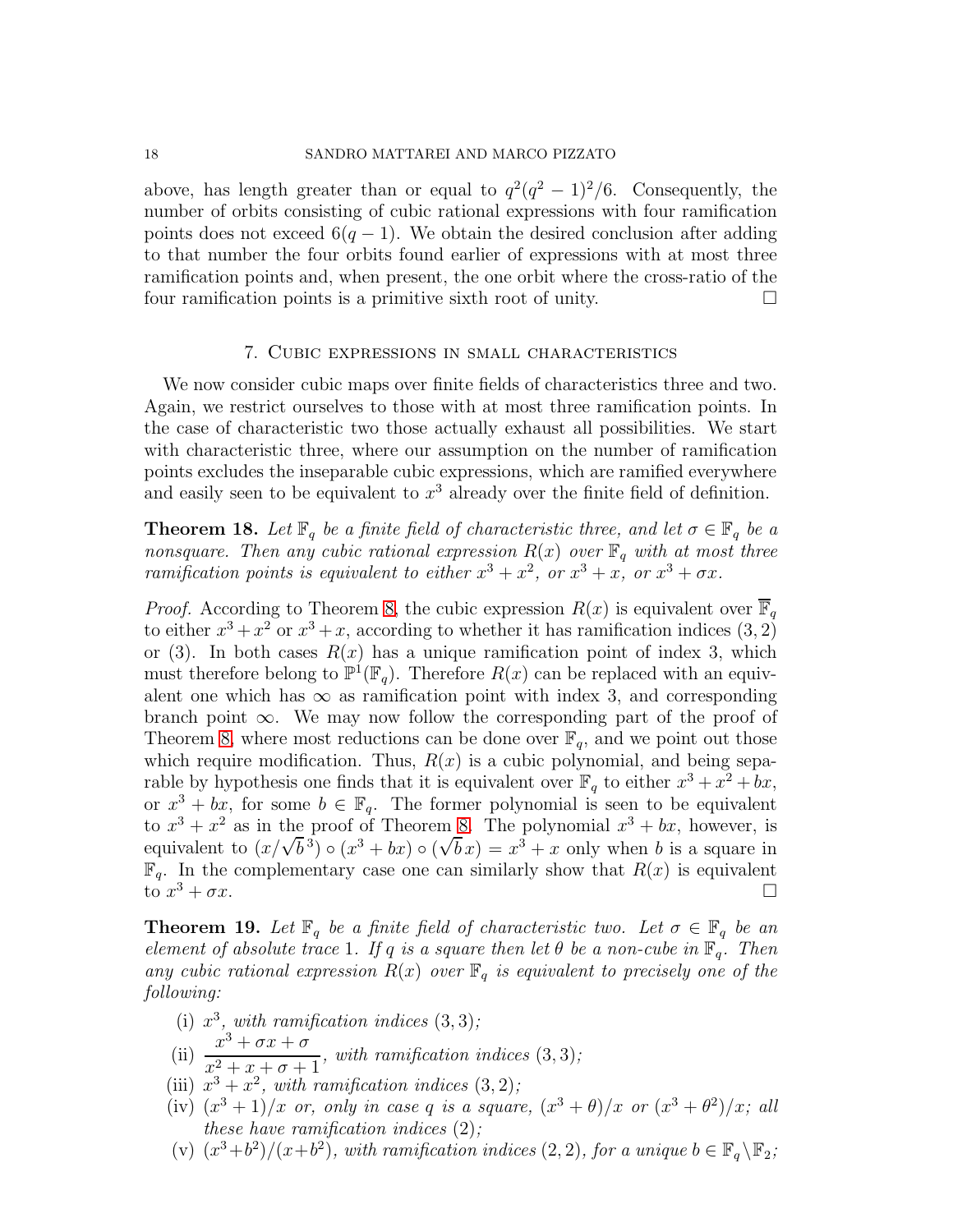above, has length greater than or equal to $q^2(q^2-1)^2/6$. Consequently, the number of orbits consisting of cubic rational expressions with four ramification points does not exceed $6(q-1)$. We obtain the desired conclusion after adding to that number the four orbits found earlier of expressions with at most three ramification points and, when present, the one orbit where the cross-ratio of the four ramification points is a primitive sixth root of unity. $\square$

## 7. Cubic expressions in small characteristics

We now consider cubic maps over finite fields of characteristics three and two. Again, we restrict ourselves to those with at most three ramification points. In the case of characteristic two those actually exhaust all possibilities. We start with characteristic three, where our assumption on the number of ramification points excludes the inseparable cubic expressions, which are ramified everywhere and easily seen to be equivalent to $x^3$ already over the finite field of definition.

**Theorem 18.** *Let $\mathbb{F}_q$ be a finite field of characteristic three, and let $\sigma \in \mathbb{F}_q$ be a nonsquare. Then any cubic rational expression $R(x)$ over $\mathbb{F}_q$ with at most three ramification points is equivalent to either $x^3 + x^2$, or $x^3 + x$, or $x^3 + \sigma x$.*

*Proof.* According to Theorem 8, the cubic expression $R(x)$ is equivalent over $\overline{\mathbb{F}}_q$ to either $x^3 + x^2$ or $x^3 + x$, according to whether it has ramification indices $(3, 2)$ or $(3)$. In both cases $R(x)$ has a unique ramification point of index 3, which must therefore belong to $\mathbb{P}^1(\mathbb{F}_q)$. Therefore $R(x)$ can be replaced with an equivalent one which has $\infty$ as ramification point with index 3, and corresponding branch point $\infty$. We may now follow the corresponding part of the proof of Theorem 8, where most reductions can be done over $\mathbb{F}_q$, and we point out those which require modification. Thus, $R(x)$ is a cubic polynomial, and being separable by hypothesis one finds that it is equivalent over $\mathbb{F}_q$ to either $x^3 + x^2 + bx$, or $x^3 + bx$, for some $b \in \mathbb{F}_q$. The former polynomial is seen to be equivalent to $x^3 + x^2$ as in the proof of Theorem 8. The polynomial $x^3 + bx$, however, is equivalent to $(x/\sqrt{b}^{\,3}) \circ (x^3 + bx) \circ (\sqrt{b}\,x) = x^3 + x$ only when $b$ is a square in $\mathbb{F}_q$. In the complementary case one can similarly show that $R(x)$ is equivalent to $x^3 + \sigma x$. $\square$

**Theorem 19.** *Let $\mathbb{F}_q$ be a finite field of characteristic two. Let $\sigma \in \mathbb{F}_q$ be an element of absolute trace 1. If $q$ is a square then let $\theta$ be a non-cube in $\mathbb{F}_q$. Then any cubic rational expression $R(x)$ over $\mathbb{F}_q$ is equivalent to precisely one of the following:*

- (i) *$x^3$, with ramification indices $(3, 3)$;*
- (ii) *$\dfrac{x^3 + \sigma x + \sigma}{x^2 + x + \sigma + 1}$, with ramification indices $(3, 3)$;*
- (iii) *$x^3 + x^2$, with ramification indices $(3, 2)$;*
- (iv) *$(x^3 + 1)/x$ or, only in case $q$ is a square, $(x^3 + \theta)/x$ or $(x^3 + \theta^2)/x$; all these have ramification indices $(2)$;*
- (v) *$(x^3 + b^2)/(x + b^2)$, with ramification indices $(2, 2)$, for a unique $b \in \mathbb{F}_q \setminus \mathbb{F}_2$;*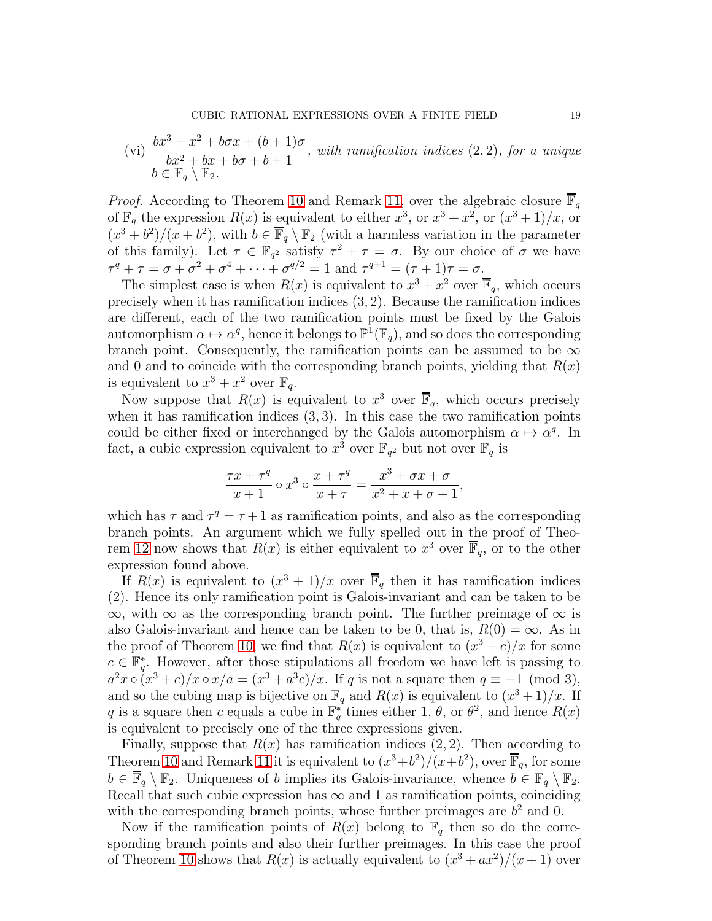(vi) $\dfrac{bx^3 + x^2 + b\sigma x + (b+1)\sigma}{bx^2 + bx + b\sigma + b + 1}$, *with ramification indices* $(2,2)$*, for a unique* $b \in \mathbb{F}_q \setminus \mathbb{F}_2$.

*Proof.* According to Theorem 10 and Remark 11, over the algebraic closure $\overline{\mathbb{F}}_q$ of $\mathbb{F}_q$ the expression $R(x)$ is equivalent to either $x^3$, or $x^3 + x^2$, or $(x^3+1)/x$, or $(x^3+b^2)/(x+b^2)$, with $b \in \overline{\mathbb{F}}_q \setminus \mathbb{F}_2$ (with a harmless variation in the parameter of this family). Let $\tau \in \mathbb{F}_{q^2}$ satisfy $\tau^2 + \tau = \sigma$. By our choice of $\sigma$ we have $\tau^q + \tau = \sigma + \sigma^2 + \sigma^4 + \cdots + \sigma^{q/2} = 1$ and $\tau^{q+1} = (\tau+1)\tau = \sigma$.

The simplest case is when $R(x)$ is equivalent to $x^3 + x^2$ over $\overline{\mathbb{F}}_q$, which occurs precisely when it has ramification indices $(3,2)$. Because the ramification indices are different, each of the two ramification points must be fixed by the Galois automorphism $\alpha \mapsto \alpha^q$, hence it belongs to $\mathbb{P}^1(\mathbb{F}_q)$, and so does the corresponding branch point. Consequently, the ramification points can be assumed to be $\infty$ and $0$ and to coincide with the corresponding branch points, yielding that $R(x)$ is equivalent to $x^3 + x^2$ over $\mathbb{F}_q$.

Now suppose that $R(x)$ is equivalent to $x^3$ over $\overline{\mathbb{F}}_q$, which occurs precisely when it has ramification indices $(3,3)$. In this case the two ramification points could be either fixed or interchanged by the Galois automorphism $\alpha \mapsto \alpha^q$. In fact, a cubic expression equivalent to $x^3$ over $\mathbb{F}_{q^2}$ but not over $\mathbb{F}_q$ is

$$\frac{\tau x + \tau^q}{x+1} \circ x^3 \circ \frac{x+\tau^q}{x+\tau} = \frac{x^3 + \sigma x + \sigma}{x^2 + x + \sigma + 1},$$

which has $\tau$ and $\tau^q = \tau + 1$ as ramification points, and also as the corresponding branch points. An argument which we fully spelled out in the proof of Theorem 12 now shows that $R(x)$ is either equivalent to $x^3$ over $\overline{\mathbb{F}}_q$, or to the other expression found above.

If $R(x)$ is equivalent to $(x^3+1)/x$ over $\overline{\mathbb{F}}_q$ then it has ramification indices $(2)$. Hence its only ramification point is Galois-invariant and can be taken to be $\infty$, with $\infty$ as the corresponding branch point. The further preimage of $\infty$ is also Galois-invariant and hence can be taken to be $0$, that is, $R(0) = \infty$. As in the proof of Theorem 10, we find that $R(x)$ is equivalent to $(x^3+c)/x$ for some $c \in \mathbb{F}_q^*$. However, after those stipulations all freedom we have left is passing to $a^2 x \circ (x^3+c)/x \circ x/a = (x^3 + a^3 c)/x$. If $q$ is not a square then $q \equiv -1 \pmod 3$, and so the cubing map is bijective on $\mathbb{F}_q$ and $R(x)$ is equivalent to $(x^3+1)/x$. If $q$ is a square then $c$ equals a cube in $\mathbb{F}_q^*$ times either $1$, $\theta$, or $\theta^2$, and hence $R(x)$ is equivalent to precisely one of the three expressions given.

Finally, suppose that $R(x)$ has ramification indices $(2,2)$. Then according to Theorem 10 and Remark 11 it is equivalent to $(x^3+b^2)/(x+b^2)$, over $\overline{\mathbb{F}}_q$, for some $b \in \overline{\mathbb{F}}_q \setminus \mathbb{F}_2$. Uniqueness of $b$ implies its Galois-invariance, whence $b \in \mathbb{F}_q \setminus \mathbb{F}_2$. Recall that such cubic expression has $\infty$ and $1$ as ramification points, coinciding with the corresponding branch points, whose further preimages are $b^2$ and $0$.

Now if the ramification points of $R(x)$ belong to $\mathbb{F}_q$ then so do the corresponding branch points and also their further preimages. In this case the proof of Theorem 10 shows that $R(x)$ is actually equivalent to $(x^3 + ax^2)/(x+1)$ over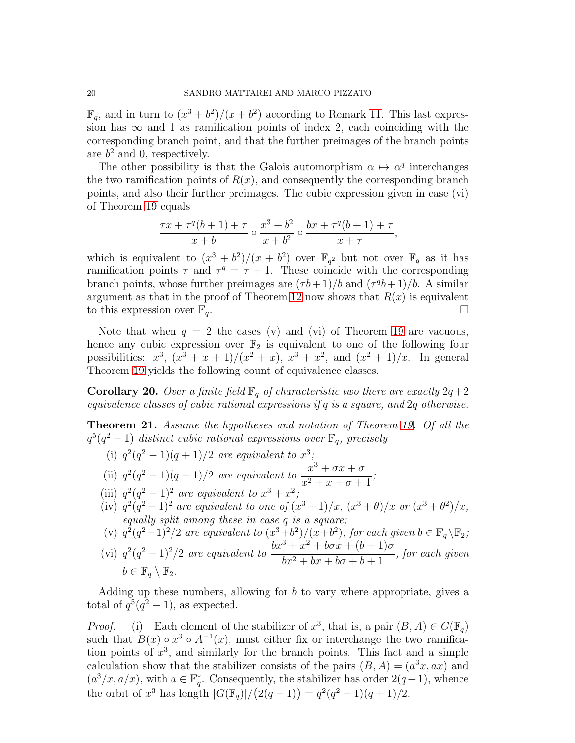$\mathbb{F}_q$, and in turn to $(x^3+b^2)/(x+b^2)$ according to Remark 11. This last expression has $\infty$ and 1 as ramification points of index 2, each coinciding with the corresponding branch point, and that the further preimages of the branch points are $b^2$ and 0, respectively.

The other possibility is that the Galois automorphism $\alpha \mapsto \alpha^q$ interchanges the two ramification points of $R(x)$, and consequently the corresponding branch points, and also their further preimages. The cubic expression given in case (vi) of Theorem 19 equals

$$\frac{\tau x + \tau^q(b+1)+\tau}{x+b} \circ \frac{x^3+b^2}{x+b^2} \circ \frac{bx+\tau^q(b+1)+\tau}{x+\tau},$$

which is equivalent to $(x^3+b^2)/(x+b^2)$ over $\mathbb{F}_{q^2}$ but not over $\mathbb{F}_q$ as it has ramification points $\tau$ and $\tau^q = \tau + 1$. These coincide with the corresponding branch points, whose further preimages are $(\tau b+1)/b$ and $(\tau^q b+1)/b$. A similar argument as that in the proof of Theorem 12 now shows that $R(x)$ is equivalent to this expression over $\mathbb{F}_q$. $\square$

Note that when $q=2$ the cases (v) and (vi) of Theorem 19 are vacuous, hence any cubic expression over $\mathbb{F}_2$ is equivalent to one of the following four possibilities: $x^3$, $(x^3+x+1)/(x^2+x)$, $x^3+x^2$, and $(x^2+1)/x$. In general Theorem 19 yields the following count of equivalence classes.

**Corollary 20.** *Over a finite field $\mathbb{F}_q$ of characteristic two there are exactly $2q+2$ equivalence classes of cubic rational expressions if $q$ is a square, and $2q$ otherwise.*

**Theorem 21.** *Assume the hypotheses and notation of Theorem 19. Of all the $q^5(q^2-1)$ distinct cubic rational expressions over $\mathbb{F}_q$, precisely*

- (i) *$q^2(q^2-1)(q+1)/2$ are equivalent to $x^3$;*
- (ii) *$q^2(q^2-1)(q-1)/2$ are equivalent to $\dfrac{x^3+\sigma x+\sigma}{x^2+x+\sigma+1}$;*
- (iii) *$q^2(q^2-1)^2$ are equivalent to $x^3+x^2$;*
- (iv) *$q^2(q^2-1)^2$ are equivalent to one of $(x^3+1)/x$, $(x^3+\theta)/x$ or $(x^3+\theta^2)/x$, equally split among these in case $q$ is a square;*
- (v) *$q^2(q^2-1)^2/2$ are equivalent to $(x^3+b^2)/(x+b^2)$, for each given $b \in \mathbb{F}_q \setminus \mathbb{F}_2$;*
- (vi) *$q^2(q^2-1)^2/2$ are equivalent to $\dfrac{bx^3+x^2+b\sigma x+(b+1)\sigma}{bx^2+bx+b\sigma+b+1}$, for each given $b \in \mathbb{F}_q \setminus \mathbb{F}_2$.*

Adding up these numbers, allowing for $b$ to vary where appropriate, gives a total of $q^5(q^2-1)$, as expected.

*Proof.* (i) Each element of the stabilizer of $x^3$, that is, a pair $(B,A) \in G(\mathbb{F}_q)$ such that $B(x) \circ x^3 \circ A^{-1}(x)$, must either fix or interchange the two ramification points of $x^3$, and similarly for the branch points. This fact and a simple calculation show that the stabilizer consists of the pairs $(B,A) = (a^3x, ax)$ and $(a^3/x, a/x)$, with $a \in \mathbb{F}_q^*$. Consequently, the stabilizer has order $2(q-1)$, whence the orbit of $x^3$ has length $|G(\mathbb{F}_q)|/\big(2(q-1)\big) = q^2(q^2-1)(q+1)/2$.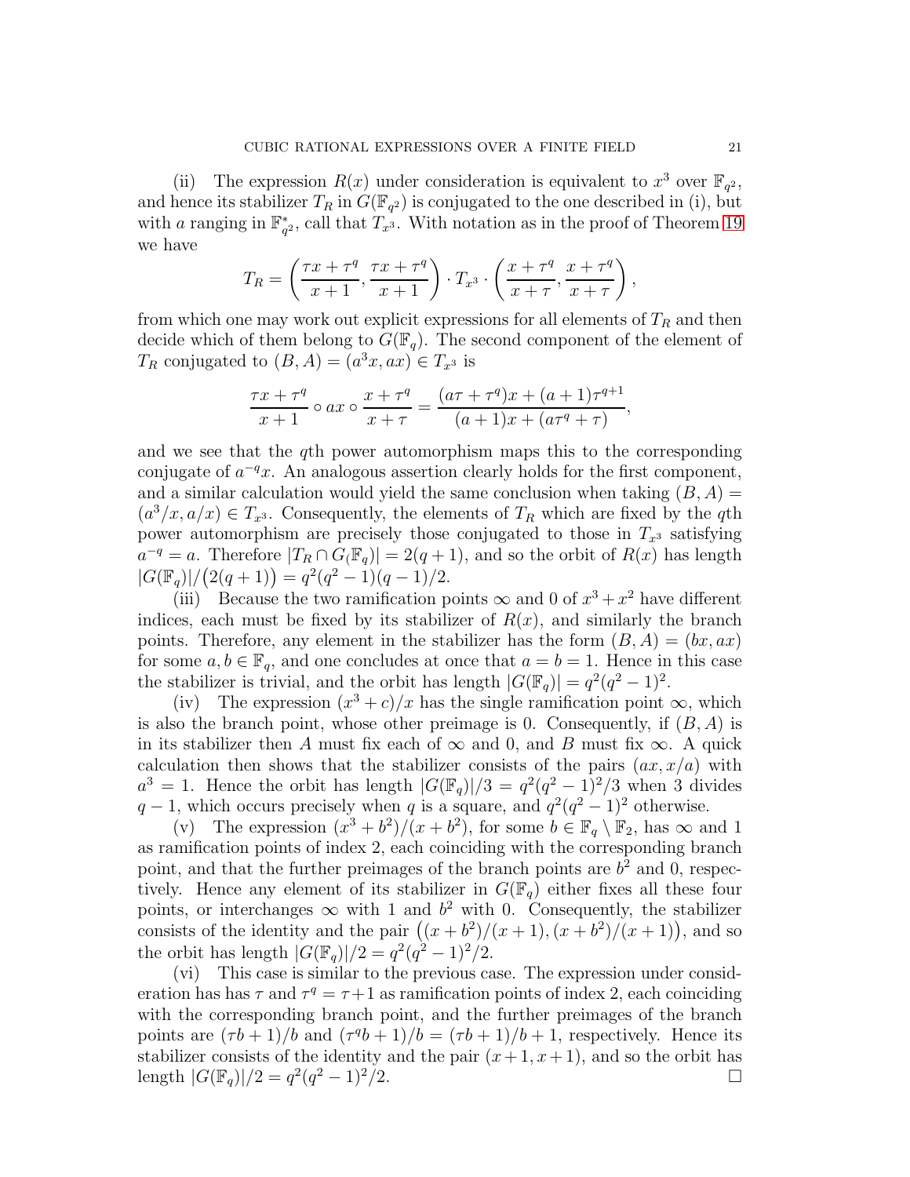(ii) The expression $R(x)$ under consideration is equivalent to $x^3$ over $\mathbb{F}_{q^2}$, and hence its stabilizer $T_R$ in $G(\mathbb{F}_{q^2})$ is conjugated to the one described in (i), but with $a$ ranging in $\mathbb{F}_{q^2}^*$, call that $T_{x^3}$. With notation as in the proof of Theorem 19 we have

$$T_R = \left( \frac{\tau x + \tau^q}{x+1}, \frac{\tau x + \tau^q}{x+1} \right) \cdot T_{x^3} \cdot \left( \frac{x + \tau^q}{x+\tau}, \frac{x + \tau^q}{x+\tau} \right),$$

from which one may work out explicit expressions for all elements of $T_R$ and then decide which of them belong to $G(\mathbb{F}_q)$. The second component of the element of $T_R$ conjugated to $(B, A) = (a^3 x, ax) \in T_{x^3}$ is

$$\frac{\tau x + \tau^q}{x+1} \circ ax \circ \frac{x + \tau^q}{x+\tau} = \frac{(a\tau + \tau^q)x + (a+1)\tau^{q+1}}{(a+1)x + (a\tau^q + \tau)},$$

and we see that the $q$th power automorphism maps this to the corresponding conjugate of $a^{-q}x$. An analogous assertion clearly holds for the first component, and a similar calculation would yield the same conclusion when taking $(B, A) = (a^3/x, a/x) \in T_{x^3}$. Consequently, the elements of $T_R$ which are fixed by the $q$th power automorphism are precisely those conjugated to those in $T_{x^3}$ satisfying $a^{-q} = a$. Therefore $|T_R \cap G(\mathbb{F}_q)| = 2(q+1)$, and so the orbit of $R(x)$ has length $|G(\mathbb{F}_q)|/\big(2(q+1)\big) = q^2(q^2-1)(q-1)/2$.

(iii) Because the two ramification points $\infty$ and $0$ of $x^3 + x^2$ have different indices, each must be fixed by its stabilizer of $R(x)$, and similarly the branch points. Therefore, any element in the stabilizer has the form $(B, A) = (bx, ax)$ for some $a, b \in \mathbb{F}_q$, and one concludes at once that $a = b = 1$. Hence in this case the stabilizer is trivial, and the orbit has length $|G(\mathbb{F}_q)| = q^2(q^2-1)^2$.

(iv) The expression $(x^3 + c)/x$ has the single ramification point $\infty$, which is also the branch point, whose other preimage is $0$. Consequently, if $(B, A)$ is in its stabilizer then $A$ must fix each of $\infty$ and $0$, and $B$ must fix $\infty$. A quick calculation then shows that the stabilizer consists of the pairs $(ax, x/a)$ with $a^3 = 1$. Hence the orbit has length $|G(\mathbb{F}_q)|/3 = q^2(q^2-1)^2/3$ when 3 divides $q-1$, which occurs precisely when $q$ is a square, and $q^2(q^2-1)^2$ otherwise.

(v) The expression $(x^3 + b^2)/(x + b^2)$, for some $b \in \mathbb{F}_q \setminus \mathbb{F}_2$, has $\infty$ and $1$ as ramification points of index 2, each coinciding with the corresponding branch point, and that the further preimages of the branch points are $b^2$ and $0$, respectively. Hence any element of its stabilizer in $G(\mathbb{F}_q)$ either fixes all these four points, or interchanges $\infty$ with $1$ and $b^2$ with $0$. Consequently, the stabilizer consists of the identity and the pair $\big((x + b^2)/(x+1), (x+b^2)/(x+1)\big)$, and so the orbit has length $|G(\mathbb{F}_q)|/2 = q^2(q^2-1)^2/2$.

(vi) This case is similar to the previous case. The expression under consideration has has $\tau$ and $\tau^q = \tau + 1$ as ramification points of index 2, each coinciding with the corresponding branch point, and the further preimages of the branch points are $(\tau b + 1)/b$ and $(\tau^q b + 1)/b = (\tau b + 1)/b + 1$, respectively. Hence its stabilizer consists of the identity and the pair $(x+1, x+1)$, and so the orbit has length $|G(\mathbb{F}_q)|/2 = q^2(q^2-1)^2/2$. □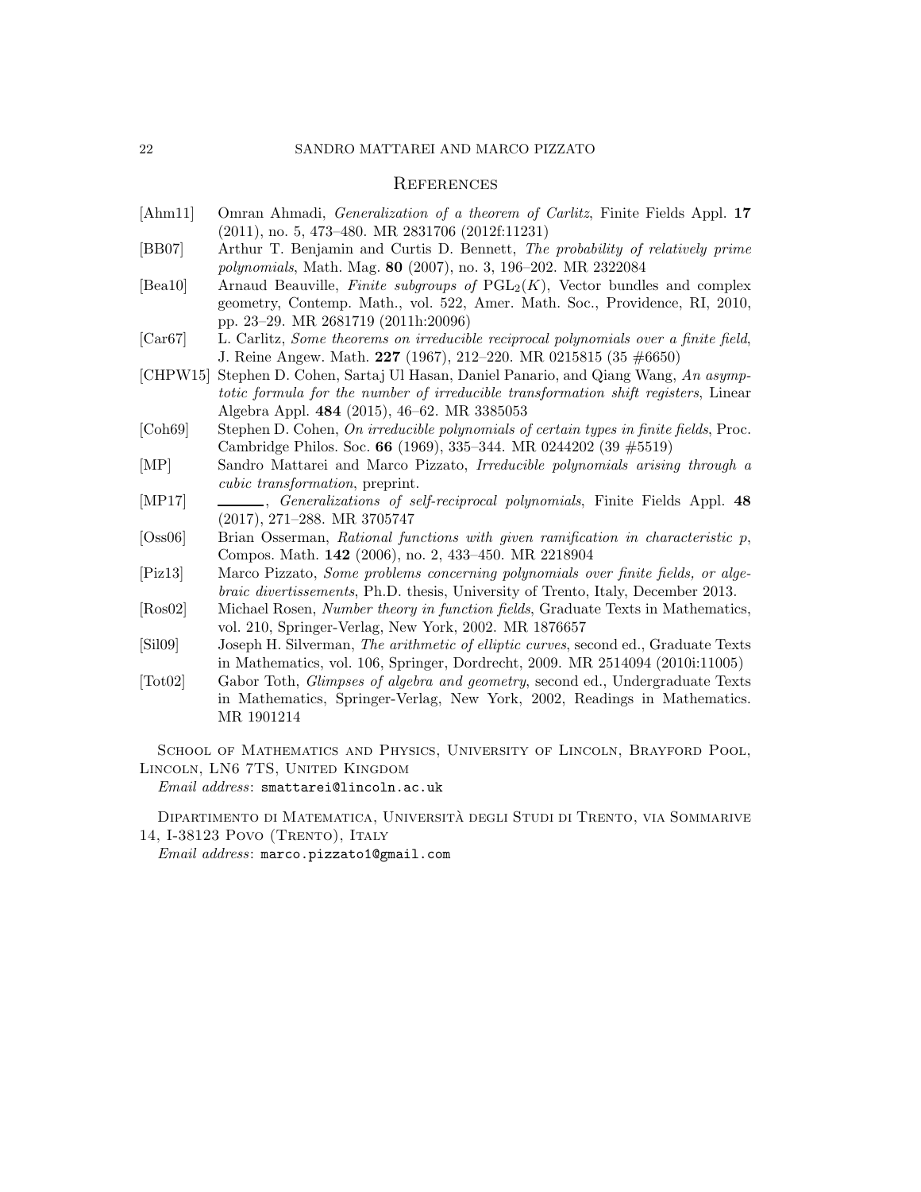## References

[Ahm11] Omran Ahmadi, *Generalization of a theorem of Carlitz*, Finite Fields Appl. **17** (2011), no. 5, 473–480. MR 2831706 (2012f:11231)

[BB07] Arthur T. Benjamin and Curtis D. Bennett, *The probability of relatively prime polynomials*, Math. Mag. **80** (2007), no. 3, 196–202. MR 2322084

[Bea10] Arnaud Beauville, *Finite subgroups of* $\mathrm{PGL}_2(K)$, Vector bundles and complex geometry, Contemp. Math., vol. 522, Amer. Math. Soc., Providence, RI, 2010, pp. 23–29. MR 2681719 (2011h:20096)

[Car67] L. Carlitz, *Some theorems on irreducible reciprocal polynomials over a finite field*, J. Reine Angew. Math. **227** (1967), 212–220. MR 0215815 (35 #6650)

[CHPW15] Stephen D. Cohen, Sartaj Ul Hasan, Daniel Panario, and Qiang Wang, *An asymptotic formula for the number of irreducible transformation shift registers*, Linear Algebra Appl. **484** (2015), 46–62. MR 3385053

[Coh69] Stephen D. Cohen, *On irreducible polynomials of certain types in finite fields*, Proc. Cambridge Philos. Soc. **66** (1969), 335–344. MR 0244202 (39 #5519)

[MP] Sandro Mattarei and Marco Pizzato, *Irreducible polynomials arising through a cubic transformation*, preprint.

[MP17] ______, *Generalizations of self-reciprocal polynomials*, Finite Fields Appl. **48** (2017), 271–288. MR 3705747

[Oss06] Brian Osserman, *Rational functions with given ramification in characteristic p*, Compos. Math. **142** (2006), no. 2, 433–450. MR 2218904

[Piz13] Marco Pizzato, *Some problems concerning polynomials over finite fields, or algebraic divertissements*, Ph.D. thesis, University of Trento, Italy, December 2013.

[Ros02] Michael Rosen, *Number theory in function fields*, Graduate Texts in Mathematics, vol. 210, Springer-Verlag, New York, 2002. MR 1876657

[Sil09] Joseph H. Silverman, *The arithmetic of elliptic curves*, second ed., Graduate Texts in Mathematics, vol. 106, Springer, Dordrecht, 2009. MR 2514094 (2010i:11005)

[Tot02] Gabor Toth, *Glimpses of algebra and geometry*, second ed., Undergraduate Texts in Mathematics, Springer-Verlag, New York, 2002, Readings in Mathematics. MR 1901214

School of Mathematics and Physics, University of Lincoln, Brayford Pool, Lincoln, LN6 7TS, United Kingdom

*Email address*: smattarei@lincoln.ac.uk

Dipartimento di Matematica, Università degli Studi di Trento, via Sommarive 14, I-38123 Povo (Trento), Italy

*Email address*: marco.pizzato1@gmail.com